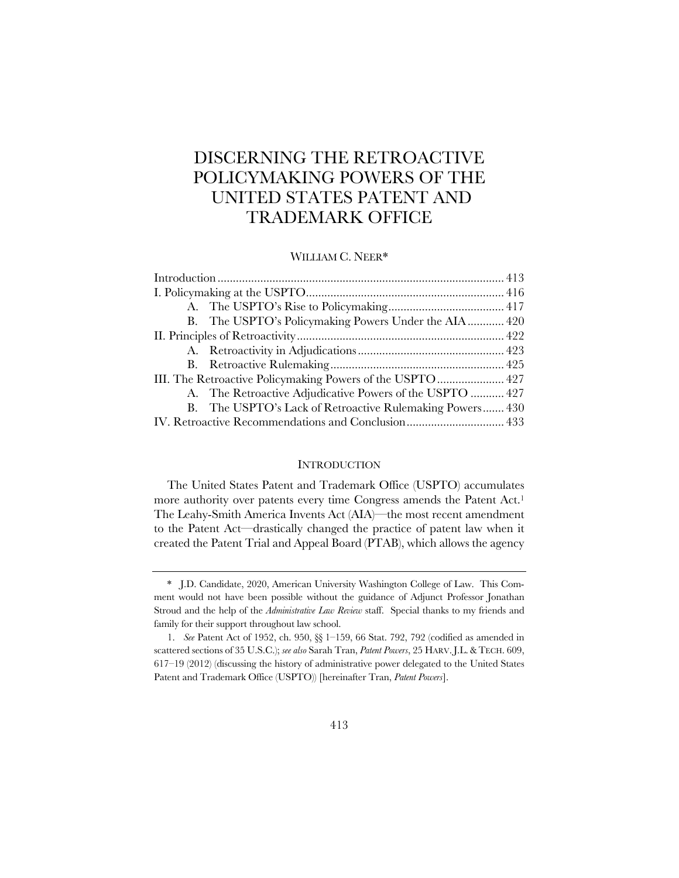# DISCERNING THE RETROACTIVE POLICYMAKING POWERS OF THE UNITED STATES PATENT AND TRADEMARK OFFICE

WILLIAM C. NEER*

| | |
|---|---|
| Introduction | 413 |
| I. Policymaking at the USPTO | 416 |
| A. The USPTO's Rise to Policymaking | 417 |
| B. The USPTO's Policymaking Powers Under the AIA | 420 |
| II. Principles of Retroactivity | 422 |
| A. Retroactivity in Adjudications | 423 |
| B. Retroactive Rulemaking | 425 |
| III. The Retroactive Policymaking Powers of the USPTO | 427 |
| A. The Retroactive Adjudicative Powers of the USPTO | 427 |
| B. The USPTO's Lack of Retroactive Rulemaking Powers | 430 |
| IV. Retroactive Recommendations and Conclusion | 433 |

## INTRODUCTION

The United States Patent and Trademark Office (USPTO) accumulates more authority over patents every time Congress amends the Patent Act.[1] The Leahy-Smith America Invents Act (AIA)—the most recent amendment to the Patent Act—drastically changed the practice of patent law when it created the Patent Trial and Appeal Board (PTAB), which allows the agency

---

\* J.D. Candidate, 2020, American University Washington College of Law. This Comment would not have been possible without the guidance of Adjunct Professor Jonathan Stroud and the help of the *Administrative Law Review* staff. Special thanks to my friends and family for their support throughout law school.

1. *See* Patent Act of 1952, ch. 950, §§ 1–159, 66 Stat. 792, 792 (codified as amended in scattered sections of 35 U.S.C.); *see also* Sarah Tran, *Patent Powers*, 25 HARV. J.L. & TECH. 609, 617–19 (2012) (discussing the history of administrative power delegated to the United States Patent and Trademark Office (USPTO)) [hereinafter Tran, *Patent Powers*].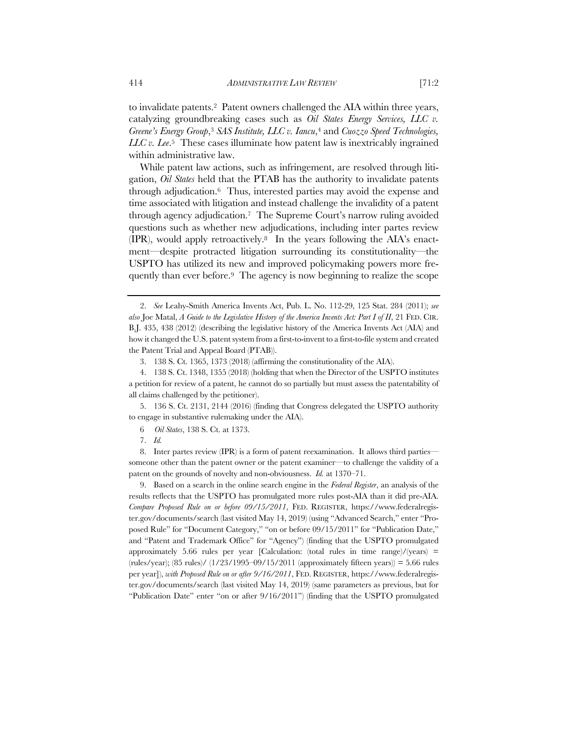to invalidate patents.[2] Patent owners challenged the AIA within three years, catalyzing groundbreaking cases such as *Oil States Energy Services, LLC v. Greene's Energy Group*,[3] *SAS Institute, LLC v. Iancu*,[4] and *Cuozzo Speed Technologies, LLC v. Lee*.[5] These cases illuminate how patent law is inextricably ingrained within administrative law.

While patent law actions, such as infringement, are resolved through litigation, *Oil States* held that the PTAB has the authority to invalidate patents through adjudication.[6] Thus, interested parties may avoid the expense and time associated with litigation and instead challenge the invalidity of a patent through agency adjudication.[7] The Supreme Court's narrow ruling avoided questions such as whether new adjudications, including inter partes review (IPR), would apply retroactively.[8] In the years following the AIA's enactment—despite protracted litigation surrounding its constitutionality—the USPTO has utilized its new and improved policymaking powers more frequently than ever before.[9] The agency is now beginning to realize the scope

2. *See* Leahy-Smith America Invents Act, Pub. L. No. 112-29, 125 Stat. 284 (2011); *see also* Joe Matal, *A Guide to the Legislative History of the America Invents Act: Part I of II*, 21 FED. CIR. B.J. 435, 438 (2012) (describing the legislative history of the America Invents Act (AIA) and how it changed the U.S. patent system from a first-to-invent to a first-to-file system and created the Patent Trial and Appeal Board (PTAB)).

3. 138 S. Ct. 1365, 1373 (2018) (affirming the constitutionality of the AIA).

4. 138 S. Ct. 1348, 1355 (2018) (holding that when the Director of the USPTO institutes a petition for review of a patent, he cannot do so partially but must assess the patentability of all claims challenged by the petitioner).

5. 136 S. Ct. 2131, 2144 (2016) (finding that Congress delegated the USPTO authority to engage in substantive rulemaking under the AIA).

6 *Oil States*, 138 S. Ct. at 1373.

7. *Id.*

8. Inter partes review (IPR) is a form of patent reexamination. It allows third parties—someone other than the patent owner or the patent examiner—to challenge the validity of a patent on the grounds of novelty and non-obviousness. *Id.* at 1370–71.

9. Based on a search in the online search engine in the *Federal Register*, an analysis of the results reflects that the USPTO has promulgated more rules post-AIA than it did pre-AIA. *Compare Proposed Rule on or before 09/15/2011*, FED. REGISTER, https://www.federalregister.gov/documents/search (last visited May 14, 2019) (using "Advanced Search," enter "Proposed Rule" for "Document Category," "on or before 09/15/2011" for "Publication Date," and "Patent and Trademark Office" for "Agency") (finding that the USPTO promulgated approximately 5.66 rules per year [Calculation: (total rules in time range)/(years) = (rules/year); (85 rules)/ (1/23/1995–09/15/2011 (approximately fifteen years)) = 5.66 rules per year]), *with Proposed Rule on or after 9/16/2011*, FED. REGISTER, https://www.federalregister.gov/documents/search (last visited May 14, 2019) (same parameters as previous, but for "Publication Date" enter "on or after 9/16/2011") (finding that the USPTO promulgated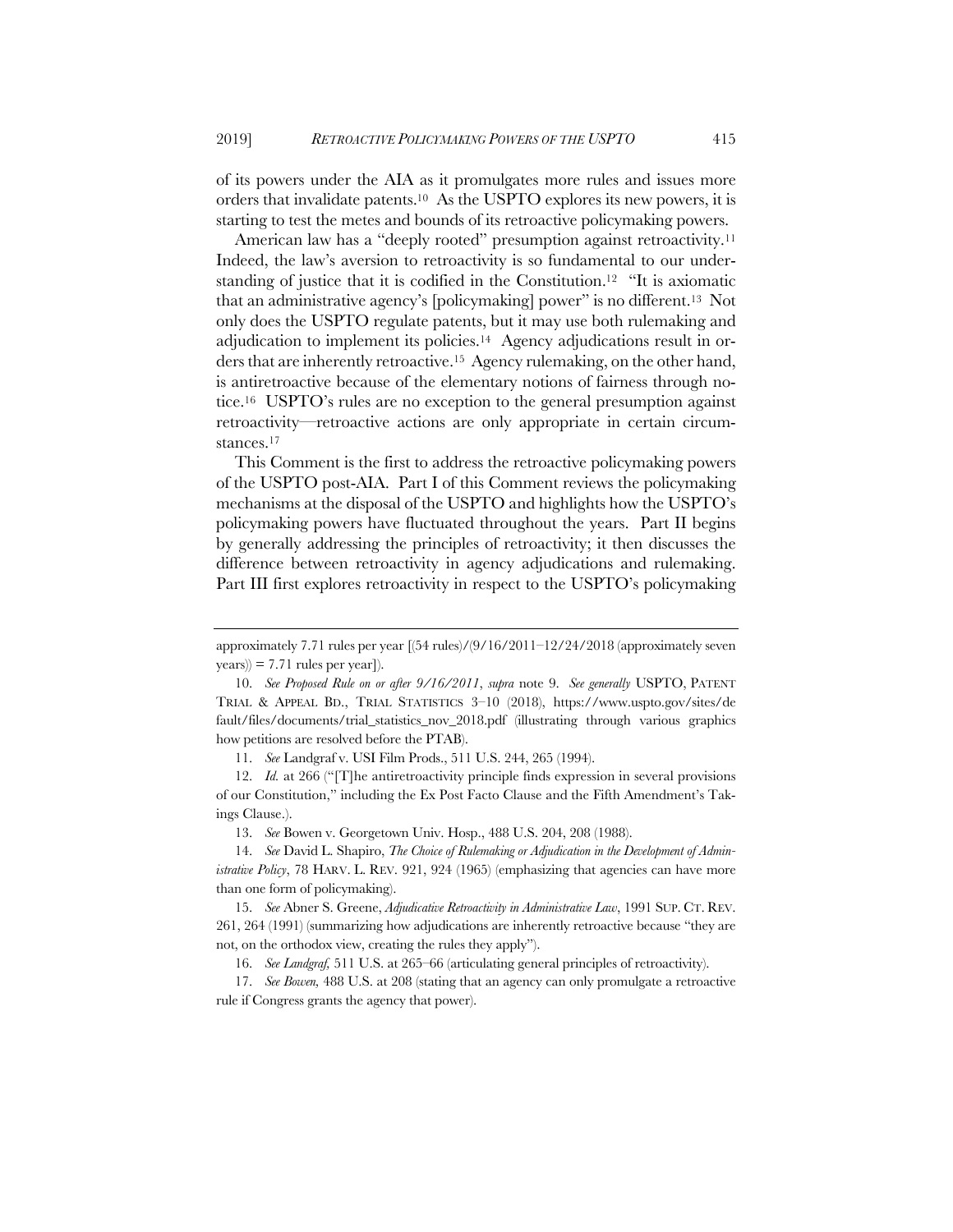of its powers under the AIA as it promulgates more rules and issues more orders that invalidate patents.[10] As the USPTO explores its new powers, it is starting to test the metes and bounds of its retroactive policymaking powers.

American law has a "deeply rooted" presumption against retroactivity.[11] Indeed, the law's aversion to retroactivity is so fundamental to our understanding of justice that it is codified in the Constitution.[12] "It is axiomatic that an administrative agency's [policymaking] power" is no different.[13] Not only does the USPTO regulate patents, but it may use both rulemaking and adjudication to implement its policies.[14] Agency adjudications result in orders that are inherently retroactive.[15] Agency rulemaking, on the other hand, is antiretroactive because of the elementary notions of fairness through notice.[16] USPTO's rules are no exception to the general presumption against retroactivity—retroactive actions are only appropriate in certain circumstances.[17]

This Comment is the first to address the retroactive policymaking powers of the USPTO post-AIA. Part I of this Comment reviews the policymaking mechanisms at the disposal of the USPTO and highlights how the USPTO's policymaking powers have fluctuated throughout the years. Part II begins by generally addressing the principles of retroactivity; it then discusses the difference between retroactivity in agency adjudications and rulemaking. Part III first explores retroactivity in respect to the USPTO's policymaking

---

approximately 7.71 rules per year [(54 rules)/(9/16/2011–12/24/2018 (approximately seven years)) = 7.71 rules per year]).

10. *See Proposed Rule on or after 9/16/2011*, *supra* note 9. *See generally* USPTO, PATENT TRIAL & APPEAL BD., TRIAL STATISTICS 3–10 (2018), https://www.uspto.gov/sites/default/files/documents/trial_statistics_nov_2018.pdf (illustrating through various graphics how petitions are resolved before the PTAB).

11. *See* Landgraf v. USI Film Prods., 511 U.S. 244, 265 (1994).

12. *Id.* at 266 ("[T]he antiretroactivity principle finds expression in several provisions of our Constitution," including the Ex Post Facto Clause and the Fifth Amendment's Takings Clause.).

13. *See* Bowen v. Georgetown Univ. Hosp., 488 U.S. 204, 208 (1988).

14. *See* David L. Shapiro, *The Choice of Rulemaking or Adjudication in the Development of Administrative Policy*, 78 HARV. L. REV. 921, 924 (1965) (emphasizing that agencies can have more than one form of policymaking).

15. *See* Abner S. Greene, *Adjudicative Retroactivity in Administrative Law*, 1991 SUP. CT. REV. 261, 264 (1991) (summarizing how adjudications are inherently retroactive because "they are not, on the orthodox view, creating the rules they apply").

16. *See Landgraf,* 511 U.S. at 265–66 (articulating general principles of retroactivity).

17. *See Bowen,* 488 U.S. at 208 (stating that an agency can only promulgate a retroactive rule if Congress grants the agency that power).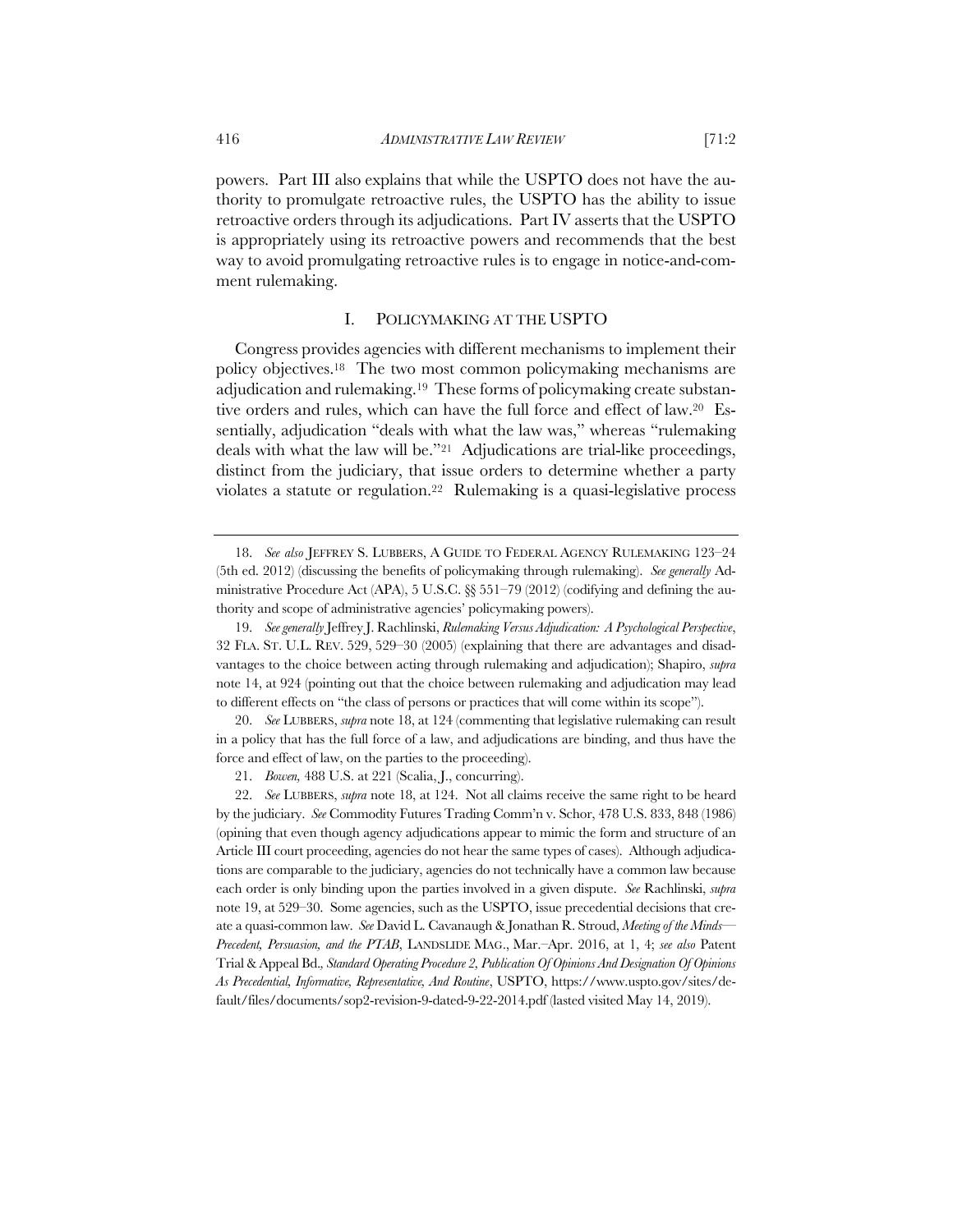powers. Part III also explains that while the USPTO does not have the authority to promulgate retroactive rules, the USPTO has the ability to issue retroactive orders through its adjudications. Part IV asserts that the USPTO is appropriately using its retroactive powers and recommends that the best way to avoid promulgating retroactive rules is to engage in notice-and-comment rulemaking.

## I. POLICYMAKING AT THE USPTO

Congress provides agencies with different mechanisms to implement their policy objectives.[18] The two most common policymaking mechanisms are adjudication and rulemaking.[19] These forms of policymaking create substantive orders and rules, which can have the full force and effect of law.[20] Essentially, adjudication "deals with what the law was," whereas "rulemaking deals with what the law will be."[21] Adjudications are trial-like proceedings, distinct from the judiciary, that issue orders to determine whether a party violates a statute or regulation.[22] Rulemaking is a quasi-legislative process

---

18. *See also* JEFFREY S. LUBBERS, A GUIDE TO FEDERAL AGENCY RULEMAKING 123–24 (5th ed. 2012) (discussing the benefits of policymaking through rulemaking). *See generally* Administrative Procedure Act (APA), 5 U.S.C. §§ 551–79 (2012) (codifying and defining the authority and scope of administrative agencies' policymaking powers).

19. *See generally* Jeffrey J. Rachlinski, *Rulemaking Versus Adjudication: A Psychological Perspective*, 32 FLA. ST. U.L. REV. 529, 529–30 (2005) (explaining that there are advantages and disadvantages to the choice between acting through rulemaking and adjudication); Shapiro, *supra* note 14, at 924 (pointing out that the choice between rulemaking and adjudication may lead to different effects on "the class of persons or practices that will come within its scope").

20. *See* LUBBERS, *supra* note 18, at 124 (commenting that legislative rulemaking can result in a policy that has the full force of a law, and adjudications are binding, and thus have the force and effect of law, on the parties to the proceeding).

21. *Bowen,* 488 U.S. at 221 (Scalia, J., concurring).

22. *See* LUBBERS, *supra* note 18, at 124. Not all claims receive the same right to be heard by the judiciary. *See* Commodity Futures Trading Comm'n v. Schor, 478 U.S. 833, 848 (1986) (opining that even though agency adjudications appear to mimic the form and structure of an Article III court proceeding, agencies do not hear the same types of cases). Although adjudications are comparable to the judiciary, agencies do not technically have a common law because each order is only binding upon the parties involved in a given dispute. *See* Rachlinski, *supra* note 19, at 529–30. Some agencies, such as the USPTO, issue precedential decisions that create a quasi-common law. *See* David L. Cavanaugh & Jonathan R. Stroud, *Meeting of the Minds—Precedent, Persuasion, and the PTAB*, LANDSLIDE MAG., Mar.–Apr. 2016, at 1, 4; *see also* Patent Trial & Appeal Bd., *Standard Operating Procedure 2, Publication Of Opinions And Designation Of Opinions As Precedential, Informative, Representative, And Routine*, USPTO, https://www.uspto.gov/sites/default/files/documents/sop2-revision-9-dated-9-22-2014.pdf (lasted visited May 14, 2019).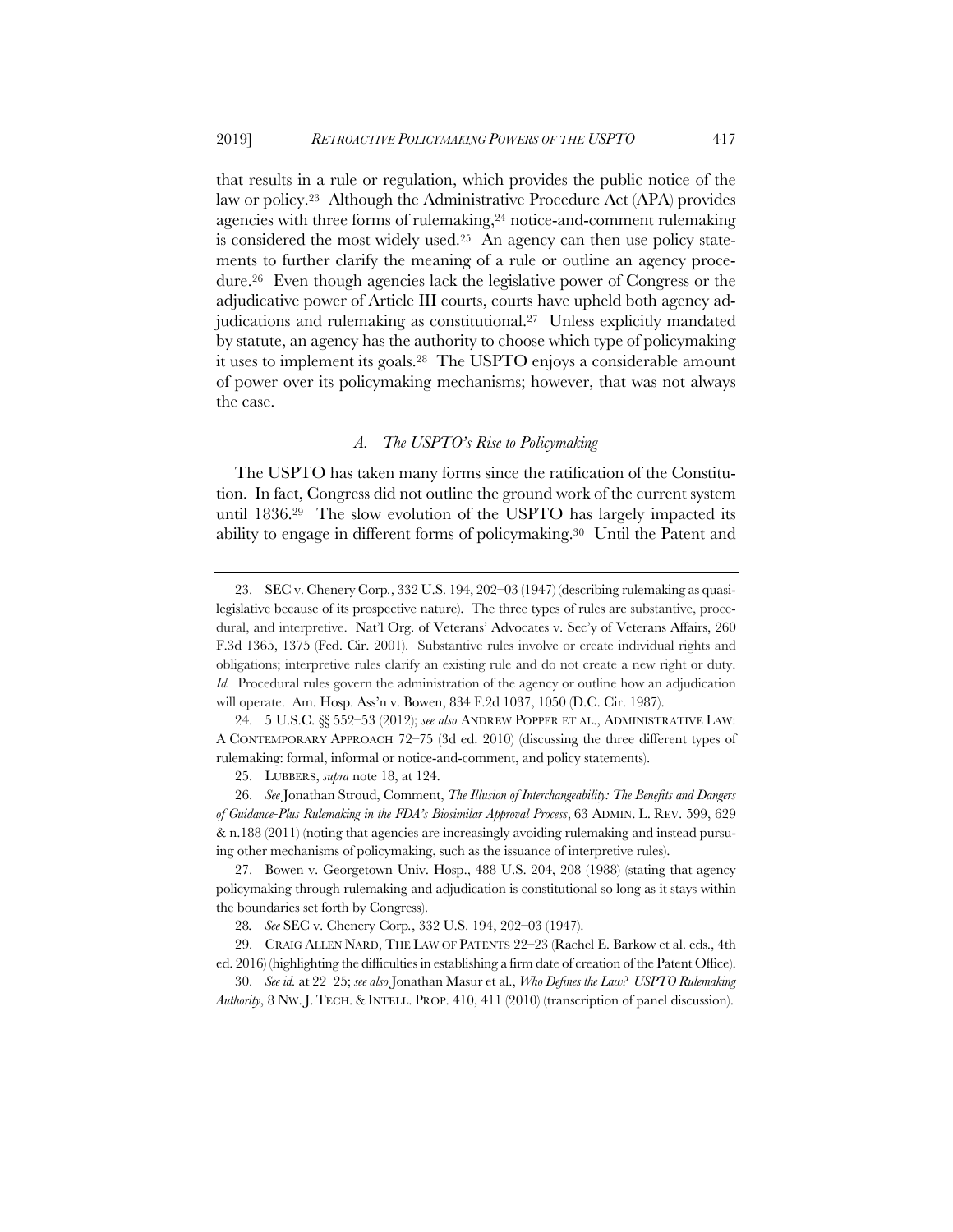that results in a rule or regulation, which provides the public notice of the law or policy.[23] Although the Administrative Procedure Act (APA) provides agencies with three forms of rulemaking,[24] notice-and-comment rulemaking is considered the most widely used.[25] An agency can then use policy statements to further clarify the meaning of a rule or outline an agency procedure.[26] Even though agencies lack the legislative power of Congress or the adjudicative power of Article III courts, courts have upheld both agency adjudications and rulemaking as constitutional.[27] Unless explicitly mandated by statute, an agency has the authority to choose which type of policymaking it uses to implement its goals.[28] The USPTO enjoys a considerable amount of power over its policymaking mechanisms; however, that was not always the case.

### *A. The USPTO's Rise to Policymaking*

The USPTO has taken many forms since the ratification of the Constitution. In fact, Congress did not outline the ground work of the current system until 1836.[29] The slow evolution of the USPTO has largely impacted its ability to engage in different forms of policymaking.[30] Until the Patent and

---

23. SEC v. Chenery Corp., 332 U.S. 194, 202–03 (1947) (describing rulemaking as quasi-legislative because of its prospective nature). The three types of rules are substantive, procedural, and interpretive. Nat'l Org. of Veterans' Advocates v. Sec'y of Veterans Affairs, 260 F.3d 1365, 1375 (Fed. Cir. 2001). Substantive rules involve or create individual rights and obligations; interpretive rules clarify an existing rule and do not create a new right or duty. *Id.* Procedural rules govern the administration of the agency or outline how an adjudication will operate. Am. Hosp. Ass'n v. Bowen, 834 F.2d 1037, 1050 (D.C. Cir. 1987).

24. 5 U.S.C. §§ 552–53 (2012); *see also* ANDREW POPPER ET AL., ADMINISTRATIVE LAW: A CONTEMPORARY APPROACH 72–75 (3d ed. 2010) (discussing the three different types of rulemaking: formal, informal or notice-and-comment, and policy statements).

25. LUBBERS, *supra* note 18, at 124.

26. *See* Jonathan Stroud, Comment, *The Illusion of Interchangeability: The Benefits and Dangers of Guidance-Plus Rulemaking in the FDA's Biosimilar Approval Process*, 63 ADMIN. L. REV. 599, 629 & n.188 (2011) (noting that agencies are increasingly avoiding rulemaking and instead pursuing other mechanisms of policymaking, such as the issuance of interpretive rules).

27. Bowen v. Georgetown Univ. Hosp., 488 U.S. 204, 208 (1988) (stating that agency policymaking through rulemaking and adjudication is constitutional so long as it stays within the boundaries set forth by Congress).

28. *See* SEC v. Chenery Corp., 332 U.S. 194, 202–03 (1947).

29. CRAIG ALLEN NARD, THE LAW OF PATENTS 22–23 (Rachel E. Barkow et al. eds., 4th ed. 2016) (highlighting the difficulties in establishing a firm date of creation of the Patent Office).

30. *See id.* at 22–25; *see also* Jonathan Masur et al., *Who Defines the Law? USPTO Rulemaking Authority*, 8 NW. J. TECH. & INTELL. PROP. 410, 411 (2010) (transcription of panel discussion).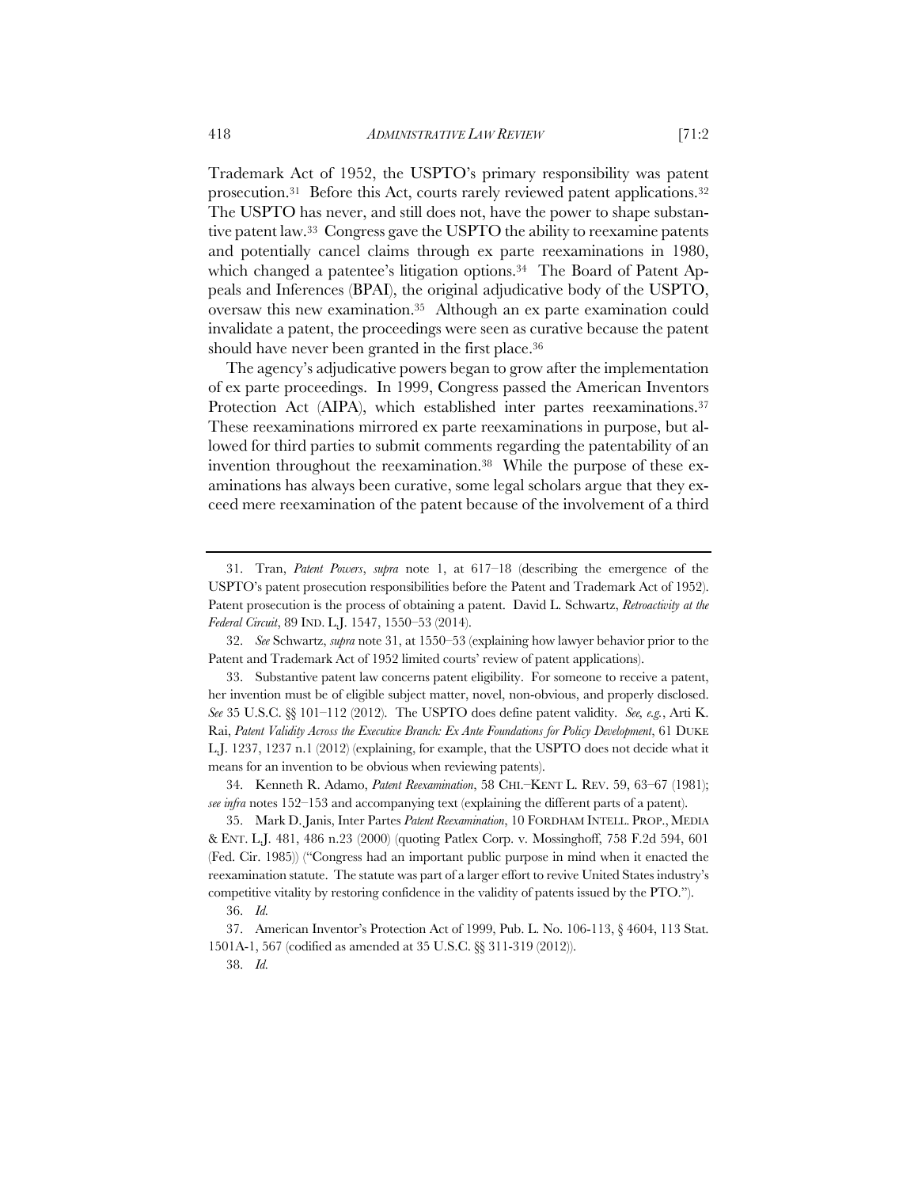Trademark Act of 1952, the USPTO's primary responsibility was patent prosecution.[31] Before this Act, courts rarely reviewed patent applications.[32] The USPTO has never, and still does not, have the power to shape substantive patent law.[33] Congress gave the USPTO the ability to reexamine patents and potentially cancel claims through ex parte reexaminations in 1980, which changed a patentee's litigation options.[34] The Board of Patent Appeals and Inferences (BPAI), the original adjudicative body of the USPTO, oversaw this new examination.[35] Although an ex parte examination could invalidate a patent, the proceedings were seen as curative because the patent should have never been granted in the first place.[36]

The agency's adjudicative powers began to grow after the implementation of ex parte proceedings. In 1999, Congress passed the American Inventors Protection Act (AIPA), which established inter partes reexaminations.[37] These reexaminations mirrored ex parte reexaminations in purpose, but allowed for third parties to submit comments regarding the patentability of an invention throughout the reexamination.[38] While the purpose of these examinations has always been curative, some legal scholars argue that they exceed mere reexamination of the patent because of the involvement of a third

---

31. Tran, *Patent Powers*, *supra* note 1, at 617–18 (describing the emergence of the USPTO's patent prosecution responsibilities before the Patent and Trademark Act of 1952). Patent prosecution is the process of obtaining a patent. David L. Schwartz, *Retroactivity at the Federal Circuit*, 89 IND. L.J. 1547, 1550–53 (2014).

32. *See* Schwartz, *supra* note 31, at 1550–53 (explaining how lawyer behavior prior to the Patent and Trademark Act of 1952 limited courts' review of patent applications).

33. Substantive patent law concerns patent eligibility. For someone to receive a patent, her invention must be of eligible subject matter, novel, non-obvious, and properly disclosed. *See* 35 U.S.C. §§ 101–112 (2012). The USPTO does define patent validity. *See, e.g.*, Arti K. Rai, *Patent Validity Across the Executive Branch: Ex Ante Foundations for Policy Development*, 61 DUKE L.J. 1237, 1237 n.1 (2012) (explaining, for example, that the USPTO does not decide what it means for an invention to be obvious when reviewing patents).

34. Kenneth R. Adamo, *Patent Reexamination*, 58 CHI.–KENT L. REV. 59, 63–67 (1981); *see infra* notes 152–153 and accompanying text (explaining the different parts of a patent).

35. Mark D. Janis, Inter Partes *Patent Reexamination*, 10 FORDHAM INTELL. PROP., MEDIA & ENT. L.J. 481, 486 n.23 (2000) (quoting Patlex Corp. v. Mossinghoff, 758 F.2d 594, 601 (Fed. Cir. 1985)) ("Congress had an important public purpose in mind when it enacted the reexamination statute. The statute was part of a larger effort to revive United States industry's competitive vitality by restoring confidence in the validity of patents issued by the PTO.").

36. *Id.*

37. American Inventor's Protection Act of 1999, Pub. L. No. 106-113, § 4604, 113 Stat. 1501A-1, 567 (codified as amended at 35 U.S.C. §§ 311-319 (2012)).

38. *Id.*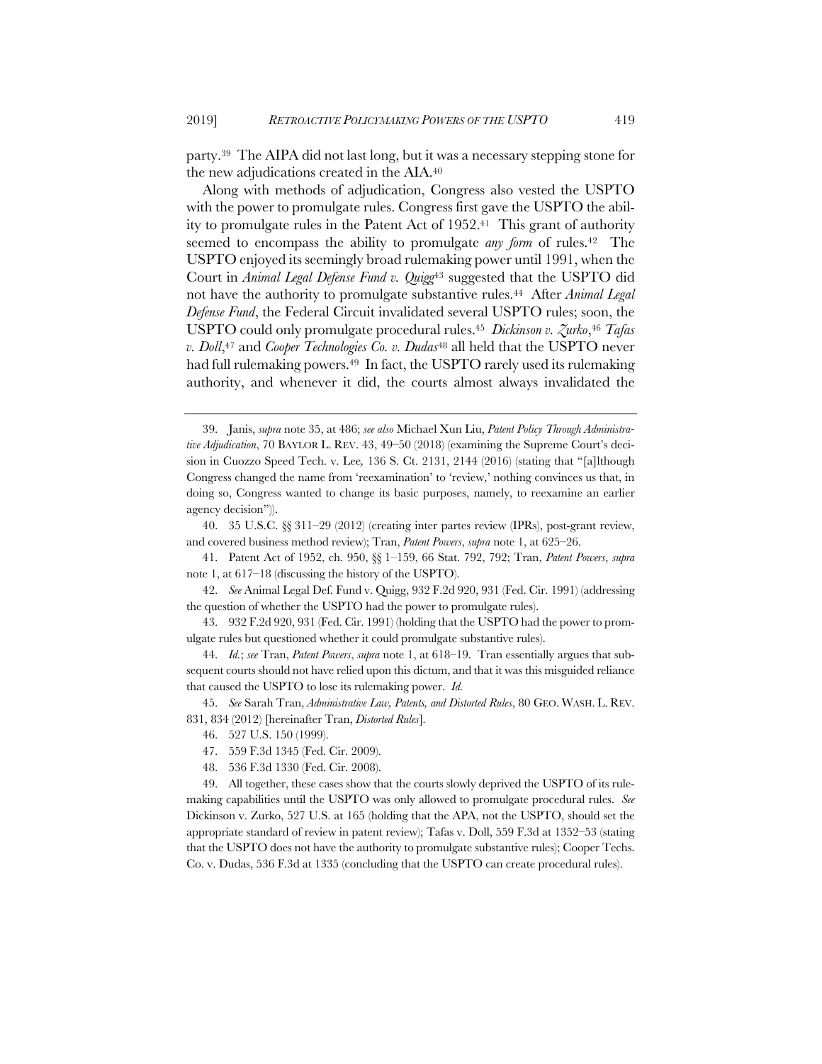party.[39] The AIPA did not last long, but it was a necessary stepping stone for the new adjudications created in the AIA.[40]

Along with methods of adjudication, Congress also vested the USPTO with the power to promulgate rules. Congress first gave the USPTO the ability to promulgate rules in the Patent Act of 1952.[41] This grant of authority seemed to encompass the ability to promulgate *any form* of rules.[42] The USPTO enjoyed its seemingly broad rulemaking power until 1991, when the Court in *Animal Legal Defense Fund v. Quigg*[43] suggested that the USPTO did not have the authority to promulgate substantive rules.[44] After *Animal Legal Defense Fund*, the Federal Circuit invalidated several USPTO rules; soon, the USPTO could only promulgate procedural rules.[45] *Dickinson v. Zurko*,[46] *Tafas v. Doll*,[47] and *Cooper Technologies Co. v. Dudas*[48] all held that the USPTO never had full rulemaking powers.[49] In fact, the USPTO rarely used its rulemaking authority, and whenever it did, the courts almost always invalidated the

---

39. Janis, *supra* note 35, at 486; *see also* Michael Xun Liu, *Patent Policy Through Administrative Adjudication*, 70 BAYLOR L. REV. 43, 49–50 (2018) (examining the Supreme Court's decision in Cuozzo Speed Tech. v. Lee, 136 S. Ct. 2131, 2144 (2016) (stating that "[a]lthough Congress changed the name from 'reexamination' to 'review,' nothing convinces us that, in doing so, Congress wanted to change its basic purposes, namely, to reexamine an earlier agency decision")).

40. 35 U.S.C. §§ 311–29 (2012) (creating inter partes review (IPRs), post-grant review, and covered business method review); Tran, *Patent Powers*, *supra* note 1, at 625–26.

41. Patent Act of 1952, ch. 950, §§ 1–159, 66 Stat. 792, 792; Tran, *Patent Powers*, *supra* note 1, at 617–18 (discussing the history of the USPTO).

42. *See* Animal Legal Def. Fund v. Quigg, 932 F.2d 920, 931 (Fed. Cir. 1991) (addressing the question of whether the USPTO had the power to promulgate rules).

43. 932 F.2d 920, 931 (Fed. Cir. 1991) (holding that the USPTO had the power to promulgate rules but questioned whether it could promulgate substantive rules).

44. *Id.*; *see* Tran, *Patent Powers*, *supra* note 1, at 618–19. Tran essentially argues that subsequent courts should not have relied upon this dictum, and that it was this misguided reliance that caused the USPTO to lose its rulemaking power. *Id.*

45. *See* Sarah Tran, *Administrative Law, Patents, and Distorted Rules*, 80 GEO. WASH. L. REV. 831, 834 (2012) [hereinafter Tran, *Distorted Rules*].

46. 527 U.S. 150 (1999).

47. 559 F.3d 1345 (Fed. Cir. 2009).

48. 536 F.3d 1330 (Fed. Cir. 2008).

49. All together, these cases show that the courts slowly deprived the USPTO of its rulemaking capabilities until the USPTO was only allowed to promulgate procedural rules. *See* Dickinson v. Zurko, 527 U.S. at 165 (holding that the APA, not the USPTO, should set the appropriate standard of review in patent review); Tafas v. Doll, 559 F.3d at 1352–53 (stating that the USPTO does not have the authority to promulgate substantive rules); Cooper Techs. Co. v. Dudas, 536 F.3d at 1335 (concluding that the USPTO can create procedural rules).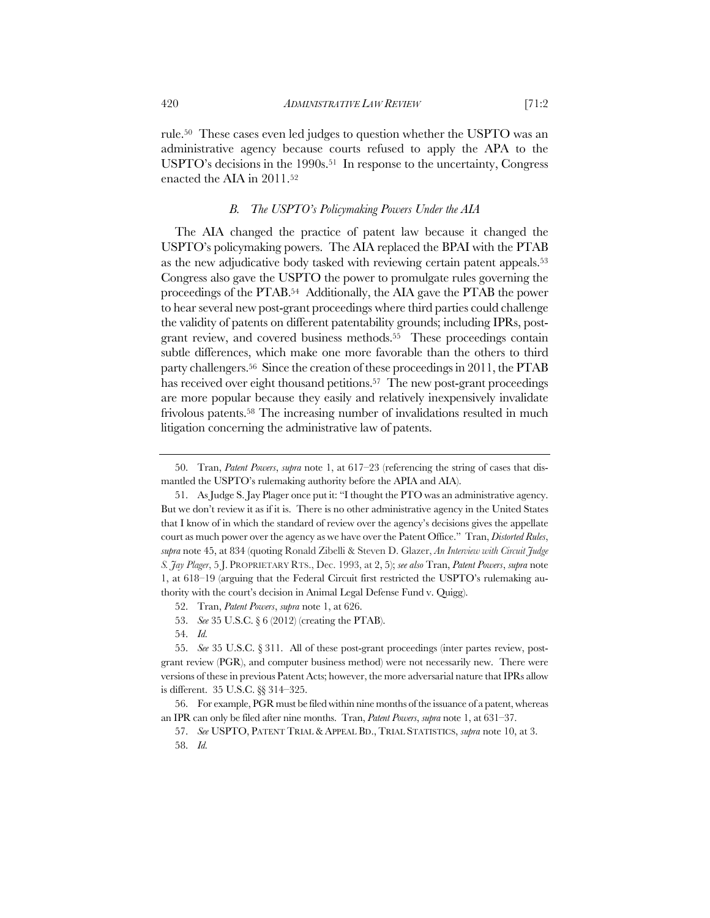rule.[50] These cases even led judges to question whether the USPTO was an administrative agency because courts refused to apply the APA to the USPTO's decisions in the 1990s.[51] In response to the uncertainty, Congress enacted the AIA in 2011.[52]

### *B. The USPTO's Policymaking Powers Under the AIA*

The AIA changed the practice of patent law because it changed the USPTO's policymaking powers. The AIA replaced the BPAI with the PTAB as the new adjudicative body tasked with reviewing certain patent appeals.[53] Congress also gave the USPTO the power to promulgate rules governing the proceedings of the PTAB.[54] Additionally, the AIA gave the PTAB the power to hear several new post-grant proceedings where third parties could challenge the validity of patents on different patentability grounds; including IPRs, post-grant review, and covered business methods.[55] These proceedings contain subtle differences, which make one more favorable than the others to third party challengers.[56] Since the creation of these proceedings in 2011, the PTAB has received over eight thousand petitions.[57] The new post-grant proceedings are more popular because they easily and relatively inexpensively invalidate frivolous patents.[58] The increasing number of invalidations resulted in much litigation concerning the administrative law of patents.

---

50. Tran, *Patent Powers*, *supra* note 1, at 617–23 (referencing the string of cases that dismantled the USPTO's rulemaking authority before the APIA and AIA).

51. As Judge S. Jay Plager once put it: "I thought the PTO was an administrative agency. But we don't review it as if it is. There is no other administrative agency in the United States that I know of in which the standard of review over the agency's decisions gives the appellate court as much power over the agency as we have over the Patent Office." Tran, *Distorted Rules*, *supra* note 45, at 834 (quoting Ronald Zibelli & Steven D. Glazer, *An Interview with Circuit Judge S. Jay Plager*, 5 J. PROPRIETARY RTS., Dec. 1993, at 2, 5); *see also* Tran, *Patent Powers*, *supra* note 1, at 618–19 (arguing that the Federal Circuit first restricted the USPTO's rulemaking authority with the court's decision in Animal Legal Defense Fund v. Quigg).

52. Tran, *Patent Powers*, *supra* note 1, at 626.

53. *See* 35 U.S.C. § 6 (2012) (creating the PTAB).

54. *Id.*

55. *See* 35 U.S.C. § 311. All of these post-grant proceedings (inter partes review, post-grant review (PGR), and computer business method) were not necessarily new. There were versions of these in previous Patent Acts; however, the more adversarial nature that IPRs allow is different. 35 U.S.C. §§ 314–325.

56. For example, PGR must be filed within nine months of the issuance of a patent, whereas an IPR can only be filed after nine months. Tran, *Patent Powers*, *supra* note 1, at 631–37.

57. *See* USPTO, PATENT TRIAL & APPEAL BD., TRIAL STATISTICS, *supra* note 10, at 3.

58. *Id.*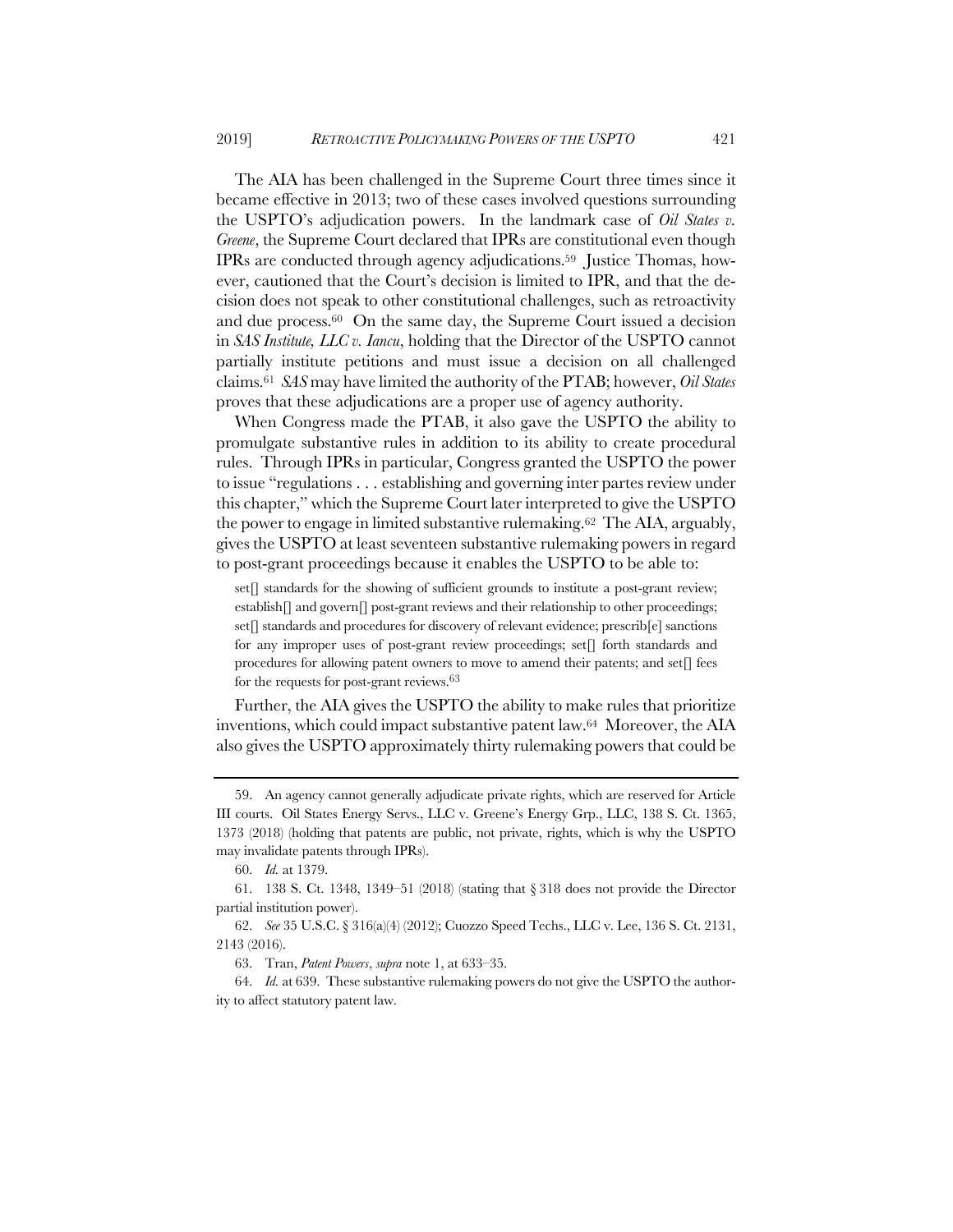The AIA has been challenged in the Supreme Court three times since it became effective in 2013; two of these cases involved questions surrounding the USPTO's adjudication powers. In the landmark case of *Oil States v. Greene*, the Supreme Court declared that IPRs are constitutional even though IPRs are conducted through agency adjudications.[59] Justice Thomas, however, cautioned that the Court's decision is limited to IPR, and that the decision does not speak to other constitutional challenges, such as retroactivity and due process.[60] On the same day, the Supreme Court issued a decision in *SAS Institute, LLC v. Iancu*, holding that the Director of the USPTO cannot partially institute petitions and must issue a decision on all challenged claims.[61] *SAS* may have limited the authority of the PTAB; however, *Oil States* proves that these adjudications are a proper use of agency authority.

When Congress made the PTAB, it also gave the USPTO the ability to promulgate substantive rules in addition to its ability to create procedural rules. Through IPRs in particular, Congress granted the USPTO the power to issue "regulations . . . establishing and governing inter partes review under this chapter," which the Supreme Court later interpreted to give the USPTO the power to engage in limited substantive rulemaking.[62] The AIA, arguably, gives the USPTO at least seventeen substantive rulemaking powers in regard to post-grant proceedings because it enables the USPTO to be able to:

> set[] standards for the showing of sufficient grounds to institute a post-grant review; establish[] and govern[] post-grant reviews and their relationship to other proceedings; set[] standards and procedures for discovery of relevant evidence; prescrib[e] sanctions for any improper uses of post-grant review proceedings; set[] forth standards and procedures for allowing patent owners to move to amend their patents; and set[] fees for the requests for post-grant reviews.[63]

Further, the AIA gives the USPTO the ability to make rules that prioritize inventions, which could impact substantive patent law.[64] Moreover, the AIA also gives the USPTO approximately thirty rulemaking powers that could be

---

59. An agency cannot generally adjudicate private rights, which are reserved for Article III courts. Oil States Energy Servs., LLC v. Greene's Energy Grp., LLC, 138 S. Ct. 1365, 1373 (2018) (holding that patents are public, not private, rights, which is why the USPTO may invalidate patents through IPRs).

60. *Id.* at 1379.

61. 138 S. Ct. 1348, 1349–51 (2018) (stating that § 318 does not provide the Director partial institution power).

62. *See* 35 U.S.C. § 316(a)(4) (2012); Cuozzo Speed Techs., LLC v. Lee, 136 S. Ct. 2131, 2143 (2016).

63. Tran, *Patent Powers*, *supra* note 1, at 633–35.

64. *Id.* at 639. These substantive rulemaking powers do not give the USPTO the authority to affect statutory patent law.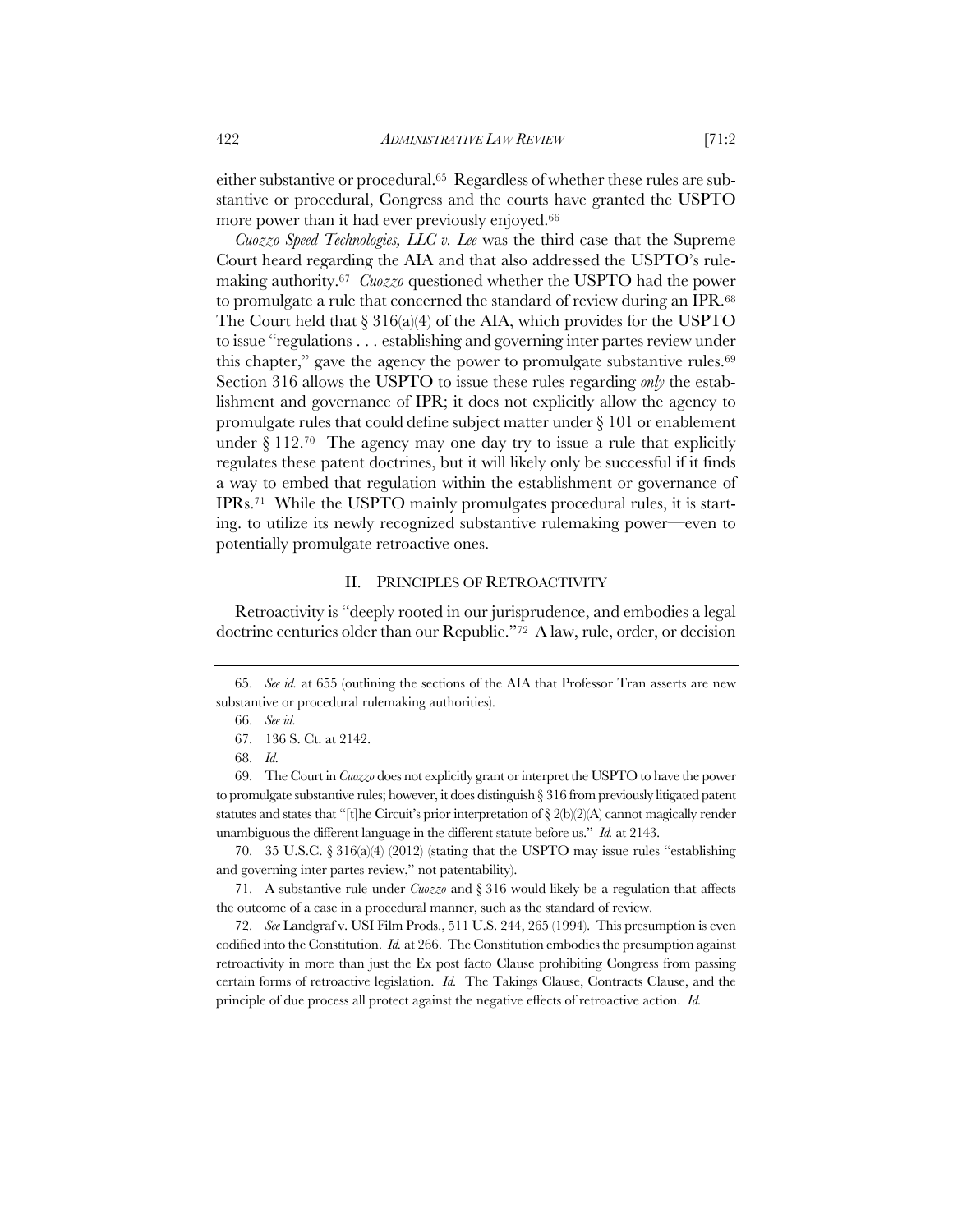either substantive or procedural.[65] Regardless of whether these rules are substantive or procedural, Congress and the courts have granted the USPTO more power than it had ever previously enjoyed.[66]

*Cuozzo Speed Technologies, LLC v. Lee* was the third case that the Supreme Court heard regarding the AIA and that also addressed the USPTO's rulemaking authority.[67] *Cuozzo* questioned whether the USPTO had the power to promulgate a rule that concerned the standard of review during an IPR.[68] The Court held that § 316(a)(4) of the AIA, which provides for the USPTO to issue "regulations . . . establishing and governing inter partes review under this chapter," gave the agency the power to promulgate substantive rules.[69] Section 316 allows the USPTO to issue these rules regarding *only* the establishment and governance of IPR; it does not explicitly allow the agency to promulgate rules that could define subject matter under § 101 or enablement under § 112.[70] The agency may one day try to issue a rule that explicitly regulates these patent doctrines, but it will likely only be successful if it finds a way to embed that regulation within the establishment or governance of IPRs.[71] While the USPTO mainly promulgates procedural rules, it is starting. to utilize its newly recognized substantive rulemaking power—even to potentially promulgate retroactive ones.

## II. PRINCIPLES OF RETROACTIVITY

Retroactivity is "deeply rooted in our jurisprudence, and embodies a legal doctrine centuries older than our Republic."[72] A law, rule, order, or decision

---

65. *See id.* at 655 (outlining the sections of the AIA that Professor Tran asserts are new substantive or procedural rulemaking authorities).

66. *See id.*

67. 136 S. Ct. at 2142.

68. *Id.*

69. The Court in *Cuozzo* does not explicitly grant or interpret the USPTO to have the power to promulgate substantive rules; however, it does distinguish § 316 from previously litigated patent statutes and states that "[t]he Circuit's prior interpretation of § 2(b)(2)(A) cannot magically render unambiguous the different language in the different statute before us." *Id.* at 2143.

70. 35 U.S.C. § 316(a)(4) (2012) (stating that the USPTO may issue rules "establishing and governing inter partes review," not patentability).

71. A substantive rule under *Cuozzo* and § 316 would likely be a regulation that affects the outcome of a case in a procedural manner, such as the standard of review.

72. *See* Landgraf v. USI Film Prods., 511 U.S. 244, 265 (1994). This presumption is even codified into the Constitution. *Id.* at 266. The Constitution embodies the presumption against retroactivity in more than just the Ex post facto Clause prohibiting Congress from passing certain forms of retroactive legislation. *Id.* The Takings Clause, Contracts Clause, and the principle of due process all protect against the negative effects of retroactive action. *Id.*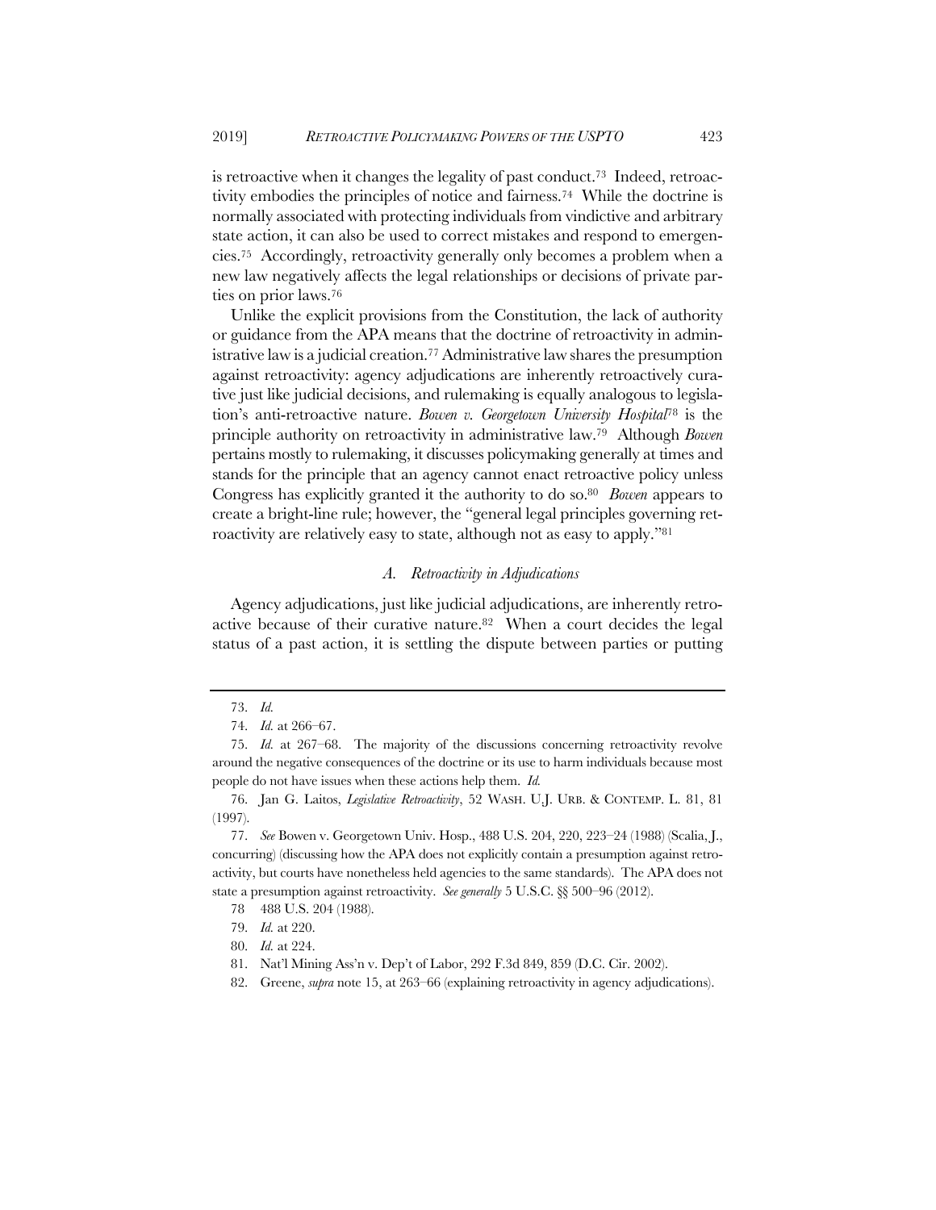is retroactive when it changes the legality of past conduct.[73] Indeed, retroactivity embodies the principles of notice and fairness.[74] While the doctrine is normally associated with protecting individuals from vindictive and arbitrary state action, it can also be used to correct mistakes and respond to emergencies.[75] Accordingly, retroactivity generally only becomes a problem when a new law negatively affects the legal relationships or decisions of private parties on prior laws.[76]

Unlike the explicit provisions from the Constitution, the lack of authority or guidance from the APA means that the doctrine of retroactivity in administrative law is a judicial creation.[77] Administrative law shares the presumption against retroactivity: agency adjudications are inherently retroactively curative just like judicial decisions, and rulemaking is equally analogous to legislation's anti-retroactive nature. *Bowen v. Georgetown University Hospital*[78] is the principle authority on retroactivity in administrative law.[79] Although *Bowen* pertains mostly to rulemaking, it discusses policymaking generally at times and stands for the principle that an agency cannot enact retroactive policy unless Congress has explicitly granted it the authority to do so.[80] *Bowen* appears to create a bright-line rule; however, the "general legal principles governing retroactivity are relatively easy to state, although not as easy to apply."[81]

### *A. Retroactivity in Adjudications*

Agency adjudications, just like judicial adjudications, are inherently retroactive because of their curative nature.[82] When a court decides the legal status of a past action, it is settling the dispute between parties or putting

---

73. *Id.*

74. *Id.* at 266–67.

75. *Id.* at 267–68. The majority of the discussions concerning retroactivity revolve around the negative consequences of the doctrine or its use to harm individuals because most people do not have issues when these actions help them. *Id.*

76. Jan G. Laitos, *Legislative Retroactivity*, 52 WASH. U.J. URB. & CONTEMP. L. 81, 81 (1997).

77. *See* Bowen v. Georgetown Univ. Hosp., 488 U.S. 204, 220, 223–24 (1988) (Scalia, J., concurring) (discussing how the APA does not explicitly contain a presumption against retroactivity, but courts have nonetheless held agencies to the same standards). The APA does not state a presumption against retroactivity. *See generally* 5 U.S.C. §§ 500–96 (2012).

78 488 U.S. 204 (1988).

79. *Id.* at 220.

80. *Id.* at 224.

81. Nat'l Mining Ass'n v. Dep't of Labor, 292 F.3d 849, 859 (D.C. Cir. 2002).

82. Greene, *supra* note 15, at 263–66 (explaining retroactivity in agency adjudications).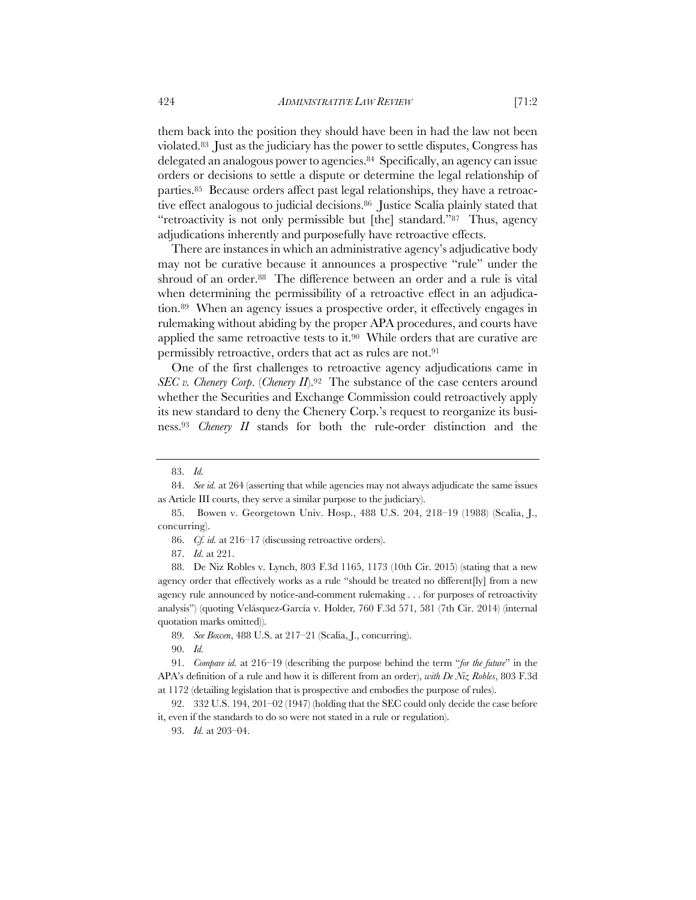them back into the position they should have been in had the law not been violated.[83] Just as the judiciary has the power to settle disputes, Congress has delegated an analogous power to agencies.[84] Specifically, an agency can issue orders or decisions to settle a dispute or determine the legal relationship of parties.[85] Because orders affect past legal relationships, they have a retroactive effect analogous to judicial decisions.[86] Justice Scalia plainly stated that "retroactivity is not only permissible but [the] standard."[87] Thus, agency adjudications inherently and purposefully have retroactive effects.

There are instances in which an administrative agency's adjudicative body may not be curative because it announces a prospective "rule" under the shroud of an order.[88] The difference between an order and a rule is vital when determining the permissibility of a retroactive effect in an adjudication.[89] When an agency issues a prospective order, it effectively engages in rulemaking without abiding by the proper APA procedures, and courts have applied the same retroactive tests to it.[90] While orders that are curative are permissibly retroactive, orders that act as rules are not.[91]

One of the first challenges to retroactive agency adjudications came in *SEC v. Chenery Corp*. (*Chenery II*).[92] The substance of the case centers around whether the Securities and Exchange Commission could retroactively apply its new standard to deny the Chenery Corp.'s request to reorganize its business.[93] *Chenery II* stands for both the rule-order distinction and the

---

83. *Id.*

84. *See id.* at 264 (asserting that while agencies may not always adjudicate the same issues as Article III courts, they serve a similar purpose to the judiciary).

85. Bowen v. Georgetown Univ. Hosp., 488 U.S. 204, 218–19 (1988) (Scalia, J., concurring).

86. *Cf. id.* at 216–17 (discussing retroactive orders).

87. *Id.* at 221.

88. De Niz Robles v. Lynch, 803 F.3d 1165, 1173 (10th Cir. 2015) (stating that a new agency order that effectively works as a rule "should be treated no different[ly] from a new agency rule announced by notice-and-comment rulemaking . . . for purposes of retroactivity analysis") (quoting Velásquez-García v. Holder, 760 F.3d 571, 581 (7th Cir. 2014) (internal quotation marks omitted)).

89. *See Bowen*, 488 U.S. at 217–21 (Scalia, J., concurring).

90. *Id.*

91. *Compare id.* at 216–19 (describing the purpose behind the term "*for the future*" in the APA's definition of a rule and how it is different from an order), *with De Niz Robles*, 803 F.3d at 1172 (detailing legislation that is prospective and embodies the purpose of rules).

92. 332 U.S. 194, 201–02 (1947) (holding that the SEC could only decide the case before it, even if the standards to do so were not stated in a rule or regulation).

93. *Id.* at 203–04.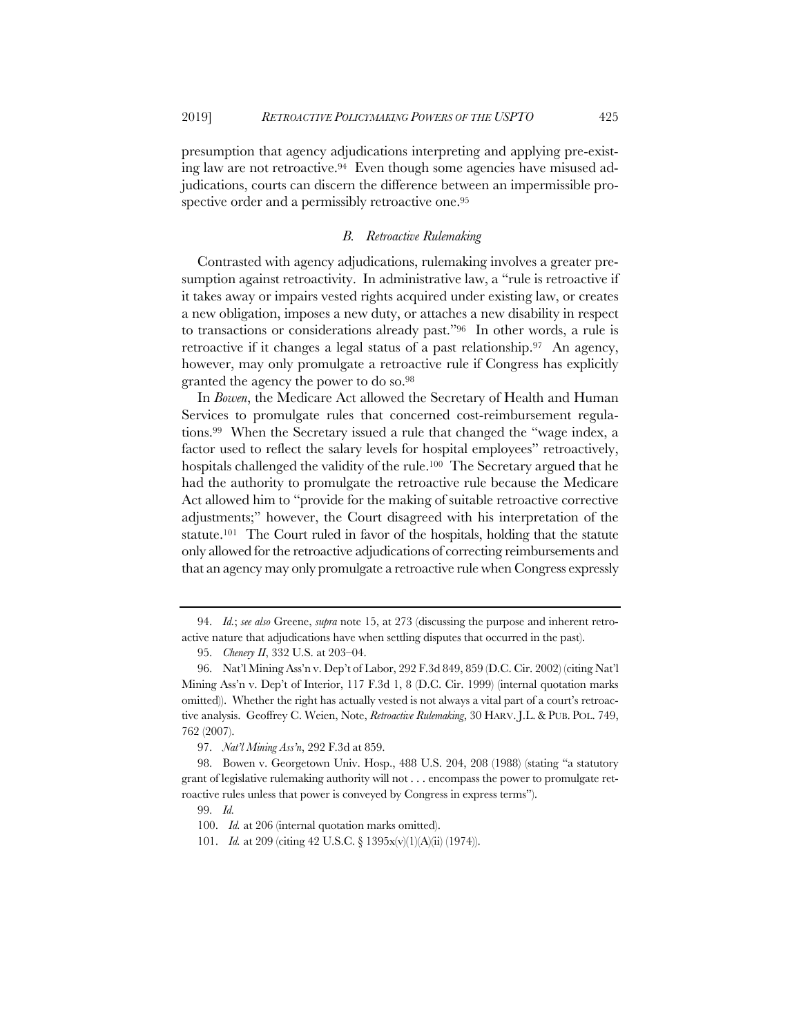presumption that agency adjudications interpreting and applying pre-existing law are not retroactive.[94] Even though some agencies have misused adjudications, courts can discern the difference between an impermissible prospective order and a permissibly retroactive one.[95]

### *B. Retroactive Rulemaking*

Contrasted with agency adjudications, rulemaking involves a greater presumption against retroactivity. In administrative law, a "rule is retroactive if it takes away or impairs vested rights acquired under existing law, or creates a new obligation, imposes a new duty, or attaches a new disability in respect to transactions or considerations already past."[96] In other words, a rule is retroactive if it changes a legal status of a past relationship.[97] An agency, however, may only promulgate a retroactive rule if Congress has explicitly granted the agency the power to do so.[98]

In *Bowen*, the Medicare Act allowed the Secretary of Health and Human Services to promulgate rules that concerned cost-reimbursement regulations.[99] When the Secretary issued a rule that changed the "wage index, a factor used to reflect the salary levels for hospital employees" retroactively, hospitals challenged the validity of the rule.[100] The Secretary argued that he had the authority to promulgate the retroactive rule because the Medicare Act allowed him to "provide for the making of suitable retroactive corrective adjustments;" however, the Court disagreed with his interpretation of the statute.[101] The Court ruled in favor of the hospitals, holding that the statute only allowed for the retroactive adjudications of correcting reimbursements and that an agency may only promulgate a retroactive rule when Congress expressly

---

94. *Id.*; *see also* Greene, *supra* note 15, at 273 (discussing the purpose and inherent retroactive nature that adjudications have when settling disputes that occurred in the past).

95. *Chenery II*, 332 U.S. at 203–04.

96. Nat'l Mining Ass'n v. Dep't of Labor, 292 F.3d 849, 859 (D.C. Cir. 2002) (citing Nat'l Mining Ass'n v. Dep't of Interior, 117 F.3d 1, 8 (D.C. Cir. 1999) (internal quotation marks omitted)). Whether the right has actually vested is not always a vital part of a court's retroactive analysis. Geoffrey C. Weien, Note, *Retroactive Rulemaking*, 30 HARV. J.L. & PUB. POL. 749, 762 (2007).

97. *Nat'l Mining Ass'n*, 292 F.3d at 859.

98. Bowen v. Georgetown Univ. Hosp., 488 U.S. 204, 208 (1988) (stating "a statutory grant of legislative rulemaking authority will not . . . encompass the power to promulgate retroactive rules unless that power is conveyed by Congress in express terms").

99. *Id.*

100. *Id.* at 206 (internal quotation marks omitted).

101. *Id.* at 209 (citing 42 U.S.C. § 1395x(v)(1)(A)(ii) (1974)).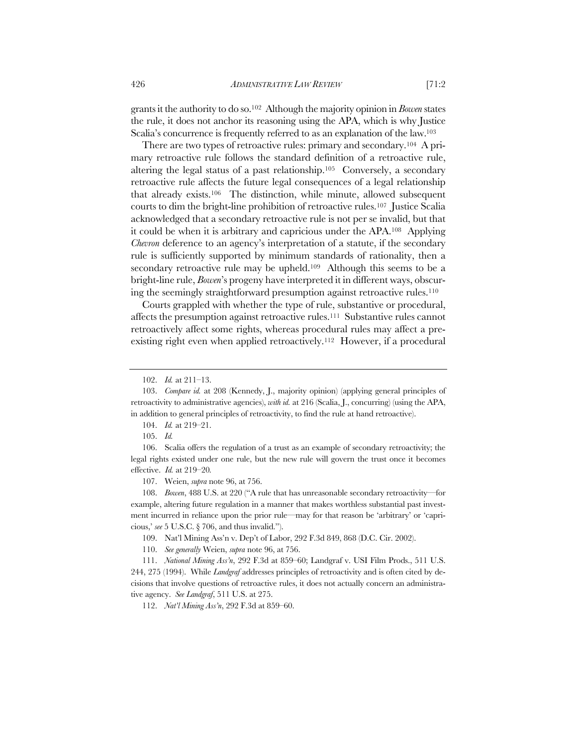grants it the authority to do so.[102] Although the majority opinion in *Bowen* states the rule, it does not anchor its reasoning using the APA, which is why Justice Scalia's concurrence is frequently referred to as an explanation of the law.[103]

There are two types of retroactive rules: primary and secondary.[104] A primary retroactive rule follows the standard definition of a retroactive rule, altering the legal status of a past relationship.[105] Conversely, a secondary retroactive rule affects the future legal consequences of a legal relationship that already exists.[106] The distinction, while minute, allowed subsequent courts to dim the bright-line prohibition of retroactive rules.[107] Justice Scalia acknowledged that a secondary retroactive rule is not per se invalid, but that it could be when it is arbitrary and capricious under the APA.[108] Applying *Chevron* deference to an agency's interpretation of a statute, if the secondary rule is sufficiently supported by minimum standards of rationality, then a secondary retroactive rule may be upheld.[109] Although this seems to be a bright-line rule, *Bowen*'s progeny have interpreted it in different ways, obscuring the seemingly straightforward presumption against retroactive rules.[110]

Courts grappled with whether the type of rule, substantive or procedural, affects the presumption against retroactive rules.[111] Substantive rules cannot retroactively affect some rights, whereas procedural rules may affect a preexisting right even when applied retroactively.[112] However, if a procedural

---

102. *Id.* at 211–13.

103. *Compare id.* at 208 (Kennedy, J., majority opinion) (applying general principles of retroactivity to administrative agencies), *with id.* at 216 (Scalia, J., concurring) (using the APA, in addition to general principles of retroactivity, to find the rule at hand retroactive).

104. *Id.* at 219–21.

105. *Id.*

106. Scalia offers the regulation of a trust as an example of secondary retroactivity; the legal rights existed under one rule, but the new rule will govern the trust once it becomes effective. *Id.* at 219–20.

107. Weien, *supra* note 96, at 756.

108. *Bowen*, 488 U.S. at 220 ("A rule that has unreasonable secondary retroactivity—for example, altering future regulation in a manner that makes worthless substantial past investment incurred in reliance upon the prior rule—may for that reason be 'arbitrary' or 'capricious,' *see* 5 U.S.C. § 706, and thus invalid.").

109. Nat'l Mining Ass'n v. Dep't of Labor, 292 F.3d 849, 868 (D.C. Cir. 2002).

110. *See generally* Weien, *supra* note 96, at 756.

111. *National Mining Ass'n*, 292 F.3d at 859–60; Landgraf v. USI Film Prods., 511 U.S. 244, 275 (1994). While *Landgraf* addresses principles of retroactivity and is often cited by decisions that involve questions of retroactive rules, it does not actually concern an administrative agency. *See Landgraf*, 511 U.S. at 275.

112. *Nat'l Mining Ass'n*, 292 F.3d at 859–60.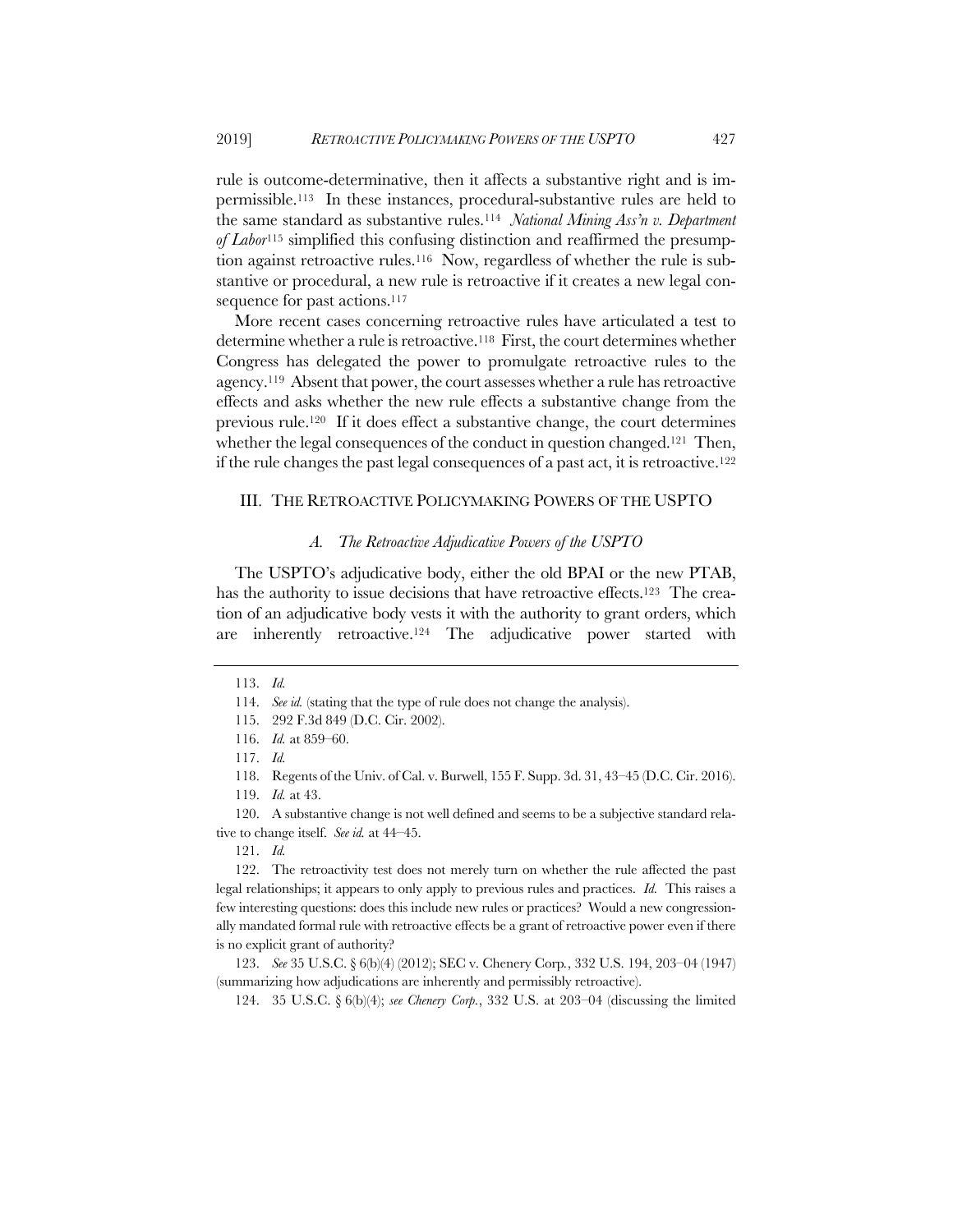rule is outcome-determinative, then it affects a substantive right and is impermissible.[113] In these instances, procedural-substantive rules are held to the same standard as substantive rules.[114] *National Mining Ass'n v. Department of Labor*[115] simplified this confusing distinction and reaffirmed the presumption against retroactive rules.[116] Now, regardless of whether the rule is substantive or procedural, a new rule is retroactive if it creates a new legal consequence for past actions.[117]

More recent cases concerning retroactive rules have articulated a test to determine whether a rule is retroactive.[118] First, the court determines whether Congress has delegated the power to promulgate retroactive rules to the agency.[119] Absent that power, the court assesses whether a rule has retroactive effects and asks whether the new rule effects a substantive change from the previous rule.[120] If it does effect a substantive change, the court determines whether the legal consequences of the conduct in question changed.[121] Then, if the rule changes the past legal consequences of a past act, it is retroactive.[122]

## III. THE RETROACTIVE POLICYMAKING POWERS OF THE USPTO

### *A. The Retroactive Adjudicative Powers of the USPTO*

The USPTO's adjudicative body, either the old BPAI or the new PTAB, has the authority to issue decisions that have retroactive effects.[123] The creation of an adjudicative body vests it with the authority to grant orders, which are inherently retroactive.[124] The adjudicative power started with

---

113. *Id.*

114. *See id.* (stating that the type of rule does not change the analysis).

115. 292 F.3d 849 (D.C. Cir. 2002).

116. *Id.* at 859–60.

117. *Id.*

118. Regents of the Univ. of Cal. v. Burwell, 155 F. Supp. 3d. 31, 43–45 (D.C. Cir. 2016).

119. *Id.* at 43.

120. A substantive change is not well defined and seems to be a subjective standard relative to change itself. *See id.* at 44–45.

121. *Id.*

122. The retroactivity test does not merely turn on whether the rule affected the past legal relationships; it appears to only apply to previous rules and practices. *Id.* This raises a few interesting questions: does this include new rules or practices? Would a new congressionally mandated formal rule with retroactive effects be a grant of retroactive power even if there is no explicit grant of authority?

123. *See* 35 U.S.C. § 6(b)(4) (2012); SEC v. Chenery Corp., 332 U.S. 194, 203–04 (1947) (summarizing how adjudications are inherently and permissibly retroactive).

124. 35 U.S.C. § 6(b)(4); *see Chenery Corp.*, 332 U.S. at 203–04 (discussing the limited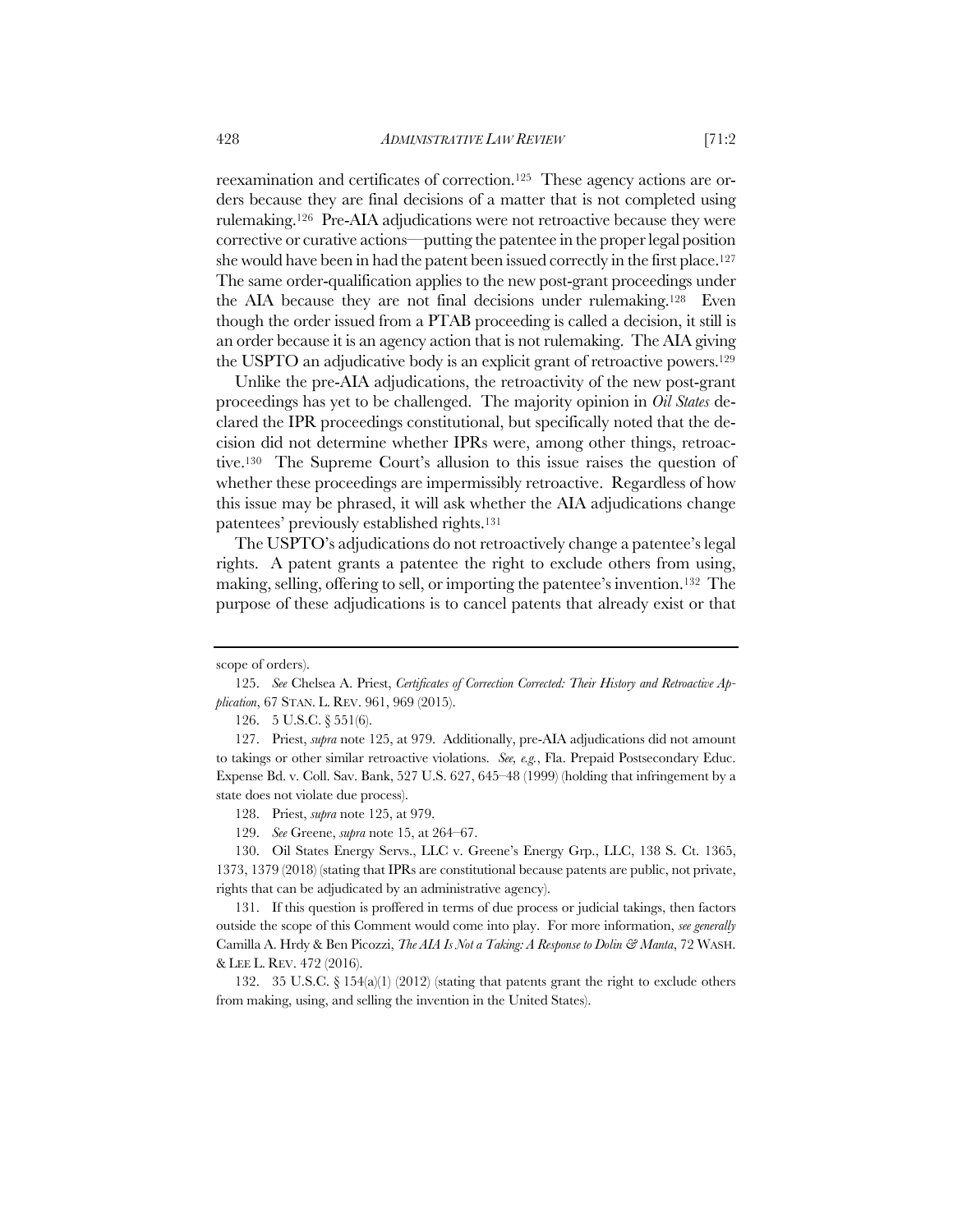reexamination and certificates of correction.[125] These agency actions are orders because they are final decisions of a matter that is not completed using rulemaking.[126] Pre-AIA adjudications were not retroactive because they were corrective or curative actions—putting the patentee in the proper legal position she would have been in had the patent been issued correctly in the first place.[127] The same order-qualification applies to the new post-grant proceedings under the AIA because they are not final decisions under rulemaking.[128] Even though the order issued from a PTAB proceeding is called a decision, it still is an order because it is an agency action that is not rulemaking. The AIA giving the USPTO an adjudicative body is an explicit grant of retroactive powers.[129]

Unlike the pre-AIA adjudications, the retroactivity of the new post-grant proceedings has yet to be challenged. The majority opinion in *Oil States* declared the IPR proceedings constitutional, but specifically noted that the decision did not determine whether IPRs were, among other things, retroactive.[130] The Supreme Court's allusion to this issue raises the question of whether these proceedings are impermissibly retroactive. Regardless of how this issue may be phrased, it will ask whether the AIA adjudications change patentees' previously established rights.[131]

The USPTO's adjudications do not retroactively change a patentee's legal rights. A patent grants a patentee the right to exclude others from using, making, selling, offering to sell, or importing the patentee's invention.[132] The purpose of these adjudications is to cancel patents that already exist or that

---

scope of orders).

125. *See* Chelsea A. Priest, *Certificates of Correction Corrected: Their History and Retroactive Application*, 67 STAN. L. REV. 961, 969 (2015).

126. 5 U.S.C. § 551(6).

127. Priest, *supra* note 125, at 979. Additionally, pre-AIA adjudications did not amount to takings or other similar retroactive violations. *See, e.g.*, Fla. Prepaid Postsecondary Educ. Expense Bd. v. Coll. Sav. Bank, 527 U.S. 627, 645–48 (1999) (holding that infringement by a state does not violate due process).

128. Priest, *supra* note 125, at 979.

129. *See* Greene, *supra* note 15, at 264–67.

130. Oil States Energy Servs., LLC v. Greene's Energy Grp., LLC, 138 S. Ct. 1365, 1373, 1379 (2018) (stating that IPRs are constitutional because patents are public, not private, rights that can be adjudicated by an administrative agency).

131. If this question is proffered in terms of due process or judicial takings, then factors outside the scope of this Comment would come into play. For more information, *see generally* Camilla A. Hrdy & Ben Picozzi, *The AIA Is Not a Taking: A Response to Dolin & Manta*, 72 WASH. & LEE L. REV. 472 (2016).

132. 35 U.S.C. § 154(a)(1) (2012) (stating that patents grant the right to exclude others from making, using, and selling the invention in the United States).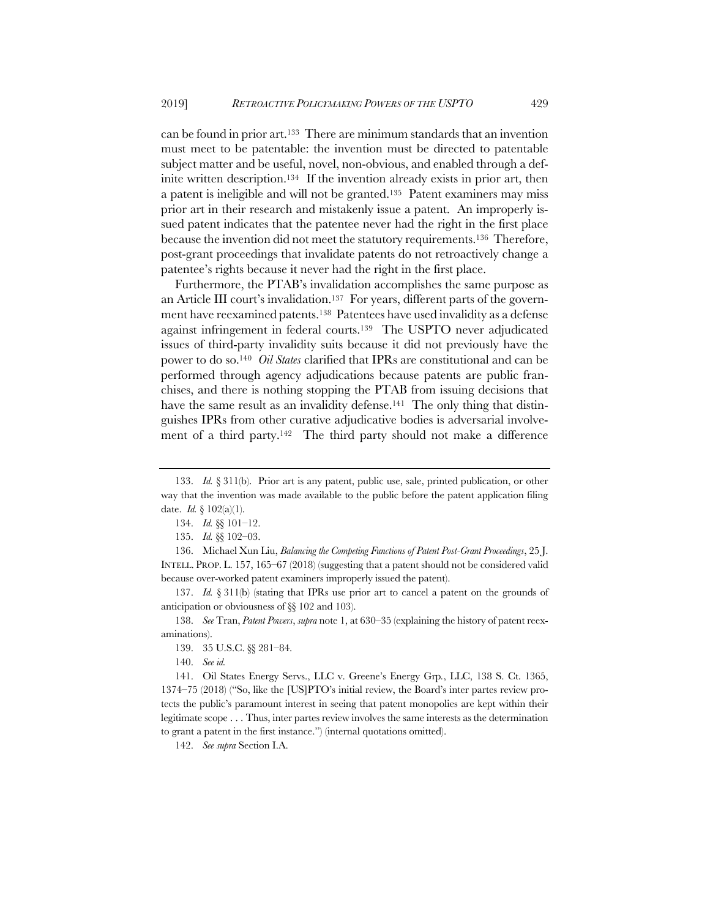can be found in prior art.[133] There are minimum standards that an invention must meet to be patentable: the invention must be directed to patentable subject matter and be useful, novel, non-obvious, and enabled through a definite written description.[134] If the invention already exists in prior art, then a patent is ineligible and will not be granted.[135] Patent examiners may miss prior art in their research and mistakenly issue a patent. An improperly issued patent indicates that the patentee never had the right in the first place because the invention did not meet the statutory requirements.[136] Therefore, post-grant proceedings that invalidate patents do not retroactively change a patentee's rights because it never had the right in the first place.

Furthermore, the PTAB's invalidation accomplishes the same purpose as an Article III court's invalidation.[137] For years, different parts of the government have reexamined patents.[138] Patentees have used invalidity as a defense against infringement in federal courts.[139] The USPTO never adjudicated issues of third-party invalidity suits because it did not previously have the power to do so.[140] *Oil States* clarified that IPRs are constitutional and can be performed through agency adjudications because patents are public franchises, and there is nothing stopping the PTAB from issuing decisions that have the same result as an invalidity defense.[141] The only thing that distinguishes IPRs from other curative adjudicative bodies is adversarial involvement of a third party.[142] The third party should not make a difference

---

133. *Id.* § 311(b). Prior art is any patent, public use, sale, printed publication, or other way that the invention was made available to the public before the patent application filing date. *Id.* § 102(a)(1).

134. *Id.* §§ 101–12.

135. *Id.* §§ 102–03.

136. Michael Xun Liu, *Balancing the Competing Functions of Patent Post-Grant Proceedings*, 25 J. INTELL. PROP. L. 157, 165–67 (2018) (suggesting that a patent should not be considered valid because over-worked patent examiners improperly issued the patent).

137. *Id.* § 311(b) (stating that IPRs use prior art to cancel a patent on the grounds of anticipation or obviousness of §§ 102 and 103).

138. *See* Tran, *Patent Powers*, *supra* note 1, at 630–35 (explaining the history of patent reexaminations).

139. 35 U.S.C. §§ 281–84.

140. *See id.*

141. Oil States Energy Servs., LLC v. Greene's Energy Grp., LLC, 138 S. Ct. 1365, 1374–75 (2018) ("So, like the [US]PTO's initial review, the Board's inter partes review protects the public's paramount interest in seeing that patent monopolies are kept within their legitimate scope . . . Thus, inter partes review involves the same interests as the determination to grant a patent in the first instance.") (internal quotations omitted).

142. *See supra* Section I.A.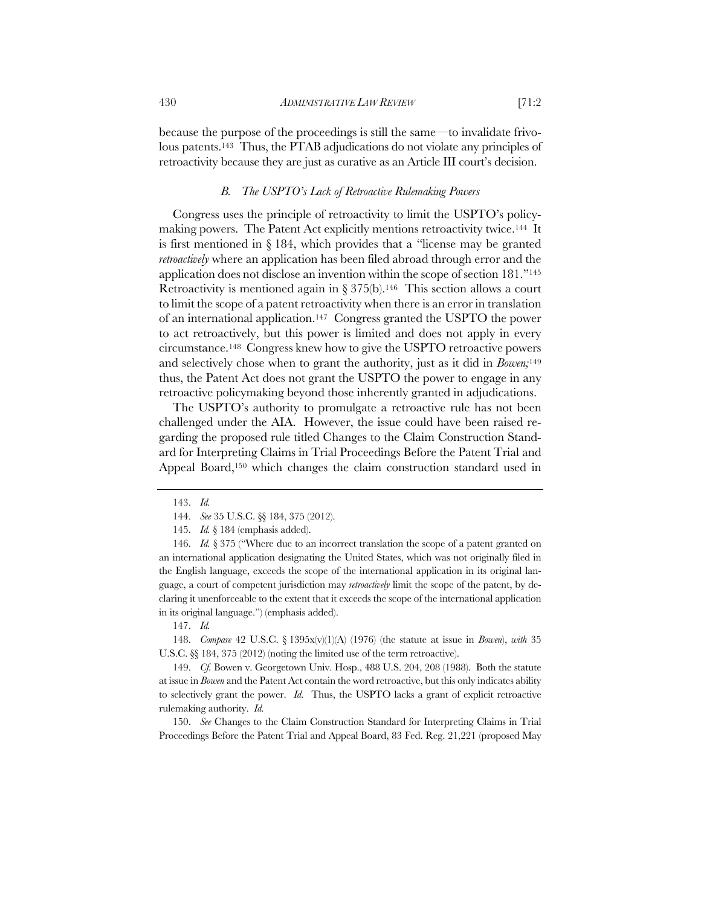because the purpose of the proceedings is still the same—to invalidate frivolous patents.[143] Thus, the PTAB adjudications do not violate any principles of retroactivity because they are just as curative as an Article III court's decision.

### *B. The USPTO's Lack of Retroactive Rulemaking Powers*

Congress uses the principle of retroactivity to limit the USPTO's policymaking powers. The Patent Act explicitly mentions retroactivity twice.[144] It is first mentioned in § 184, which provides that a "license may be granted *retroactively* where an application has been filed abroad through error and the application does not disclose an invention within the scope of section 181."[145] Retroactivity is mentioned again in § 375(b).[146] This section allows a court to limit the scope of a patent retroactivity when there is an error in translation of an international application.[147] Congress granted the USPTO the power to act retroactively, but this power is limited and does not apply in every circumstance.[148] Congress knew how to give the USPTO retroactive powers and selectively chose when to grant the authority, just as it did in *Bowen*;[149] thus, the Patent Act does not grant the USPTO the power to engage in any retroactive policymaking beyond those inherently granted in adjudications.

The USPTO's authority to promulgate a retroactive rule has not been challenged under the AIA. However, the issue could have been raised regarding the proposed rule titled Changes to the Claim Construction Standard for Interpreting Claims in Trial Proceedings Before the Patent Trial and Appeal Board,[150] which changes the claim construction standard used in

---

143. *Id.*

144. *See* 35 U.S.C. §§ 184, 375 (2012).

145. *Id.* § 184 (emphasis added).

146. *Id.* § 375 ("Where due to an incorrect translation the scope of a patent granted on an international application designating the United States, which was not originally filed in the English language, exceeds the scope of the international application in its original language, a court of competent jurisdiction may *retroactively* limit the scope of the patent, by declaring it unenforceable to the extent that it exceeds the scope of the international application in its original language.") (emphasis added).

147. *Id.*

148. *Compare* 42 U.S.C. § 1395x(v)(1)(A) (1976) (the statute at issue in *Bowen*), *with* 35 U.S.C. §§ 184, 375 (2012) (noting the limited use of the term retroactive).

149. *Cf.* Bowen v. Georgetown Univ. Hosp., 488 U.S. 204, 208 (1988). Both the statute at issue in *Bowen* and the Patent Act contain the word retroactive, but this only indicates ability to selectively grant the power. *Id.* Thus, the USPTO lacks a grant of explicit retroactive rulemaking authority. *Id.*

150. *See* Changes to the Claim Construction Standard for Interpreting Claims in Trial Proceedings Before the Patent Trial and Appeal Board, 83 Fed. Reg. 21,221 (proposed May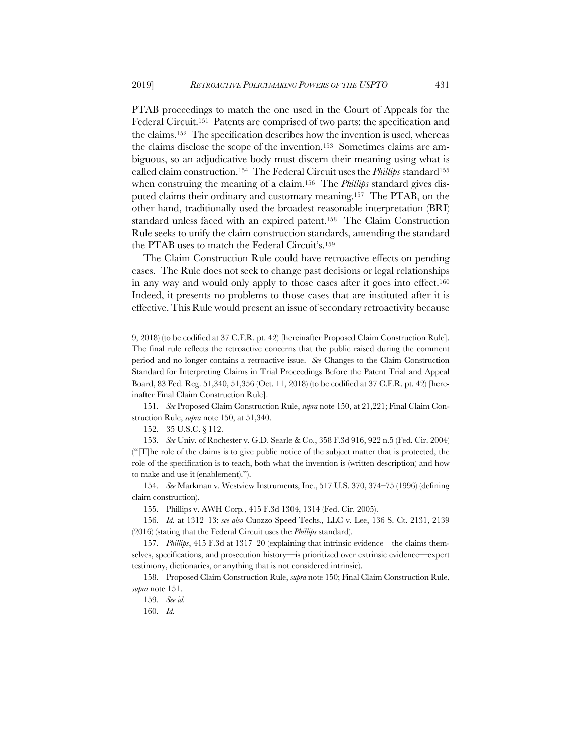PTAB proceedings to match the one used in the Court of Appeals for the Federal Circuit.[151] Patents are comprised of two parts: the specification and the claims.[152] The specification describes how the invention is used, whereas the claims disclose the scope of the invention.[153] Sometimes claims are ambiguous, so an adjudicative body must discern their meaning using what is called claim construction.[154] The Federal Circuit uses the *Phillips* standard[155] when construing the meaning of a claim.[156] The *Phillips* standard gives disputed claims their ordinary and customary meaning.[157] The PTAB, on the other hand, traditionally used the broadest reasonable interpretation (BRI) standard unless faced with an expired patent.[158] The Claim Construction Rule seeks to unify the claim construction standards, amending the standard the PTAB uses to match the Federal Circuit's.[159]

The Claim Construction Rule could have retroactive effects on pending cases. The Rule does not seek to change past decisions or legal relationships in any way and would only apply to those cases after it goes into effect.[160] Indeed, it presents no problems to those cases that are instituted after it is effective. This Rule would present an issue of secondary retroactivity because

---

9, 2018) (to be codified at 37 C.F.R. pt. 42) [hereinafter Proposed Claim Construction Rule]. The final rule reflects the retroactive concerns that the public raised during the comment period and no longer contains a retroactive issue. *See* Changes to the Claim Construction Standard for Interpreting Claims in Trial Proceedings Before the Patent Trial and Appeal Board, 83 Fed. Reg. 51,340, 51,356 (Oct. 11, 2018) (to be codified at 37 C.F.R. pt. 42) [hereinafter Final Claim Construction Rule].

151. *See* Proposed Claim Construction Rule, *supra* note 150, at 21,221; Final Claim Construction Rule, *supra* note 150, at 51,340.

152. 35 U.S.C. § 112.

153. *See* Univ. of Rochester v. G.D. Searle & Co., 358 F.3d 916, 922 n.5 (Fed. Cir. 2004) ("[T]he role of the claims is to give public notice of the subject matter that is protected, the role of the specification is to teach, both what the invention is (written description) and how to make and use it (enablement).").

154. *See* Markman v. Westview Instruments, Inc., 517 U.S. 370, 374–75 (1996) (defining claim construction).

155. Phillips v. AWH Corp., 415 F.3d 1304, 1314 (Fed. Cir. 2005).

156. *Id.* at 1312–13; *see also* Cuozzo Speed Techs., LLC v. Lee, 136 S. Ct. 2131, 2139 (2016) (stating that the Federal Circuit uses the *Phillips* standard).

157. *Phillips*, 415 F.3d at 1317–20 (explaining that intrinsic evidence—the claims themselves, specifications, and prosecution history—is prioritized over extrinsic evidence—expert testimony, dictionaries, or anything that is not considered intrinsic).

158. Proposed Claim Construction Rule, *supra* note 150; Final Claim Construction Rule, *supra* note 151.

159. *See id.*

160. *Id.*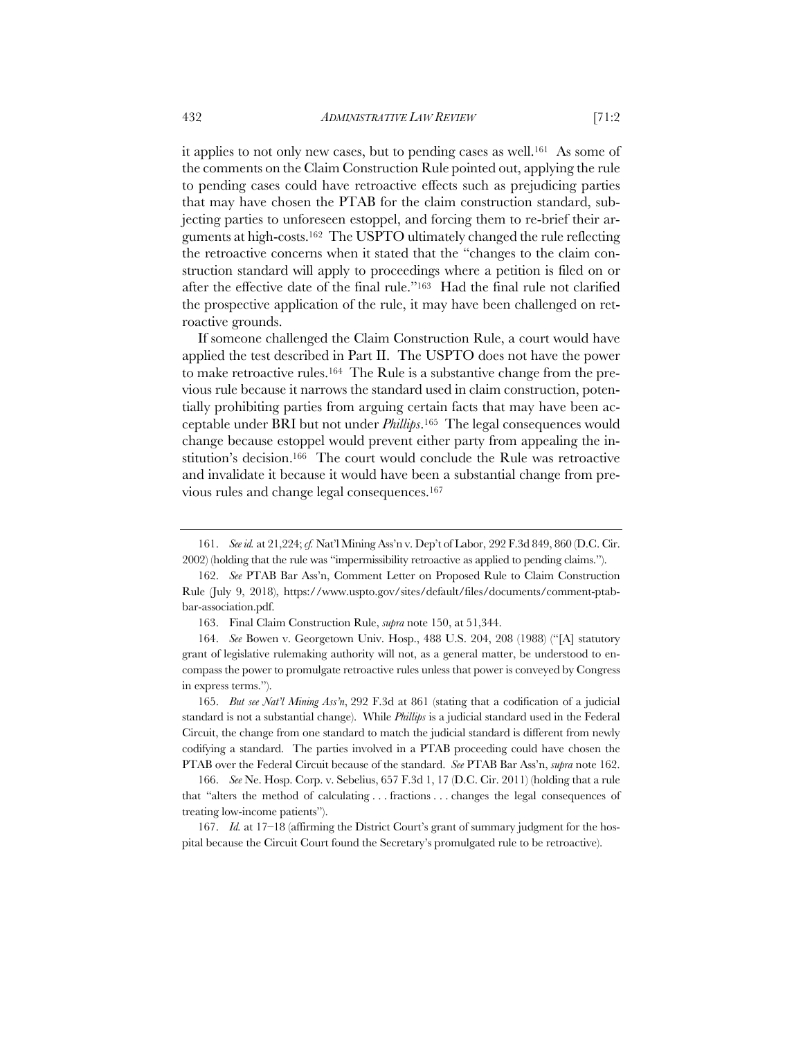it applies to not only new cases, but to pending cases as well.[161] As some of the comments on the Claim Construction Rule pointed out, applying the rule to pending cases could have retroactive effects such as prejudicing parties that may have chosen the PTAB for the claim construction standard, subjecting parties to unforeseen estoppel, and forcing them to re-brief their arguments at high-costs.[162] The USPTO ultimately changed the rule reflecting the retroactive concerns when it stated that the "changes to the claim construction standard will apply to proceedings where a petition is filed on or after the effective date of the final rule."[163] Had the final rule not clarified the prospective application of the rule, it may have been challenged on retroactive grounds.

If someone challenged the Claim Construction Rule, a court would have applied the test described in Part II. The USPTO does not have the power to make retroactive rules.[164] The Rule is a substantive change from the previous rule because it narrows the standard used in claim construction, potentially prohibiting parties from arguing certain facts that may have been acceptable under BRI but not under *Phillips*.[165] The legal consequences would change because estoppel would prevent either party from appealing the institution's decision.[166] The court would conclude the Rule was retroactive and invalidate it because it would have been a substantial change from previous rules and change legal consequences.[167]

---

161. *See id.* at 21,224; *cf.* Nat'l Mining Ass'n v. Dep't of Labor, 292 F.3d 849, 860 (D.C. Cir. 2002) (holding that the rule was "impermissibility retroactive as applied to pending claims.").

162. *See* PTAB Bar Ass'n, Comment Letter on Proposed Rule to Claim Construction Rule (July 9, 2018), https://www.uspto.gov/sites/default/files/documents/comment-ptab-bar-association.pdf.

163. Final Claim Construction Rule, *supra* note 150, at 51,344.

164. *See* Bowen v. Georgetown Univ. Hosp., 488 U.S. 204, 208 (1988) ("[A] statutory grant of legislative rulemaking authority will not, as a general matter, be understood to encompass the power to promulgate retroactive rules unless that power is conveyed by Congress in express terms.").

165. *But see Nat'l Mining Ass'n*, 292 F.3d at 861 (stating that a codification of a judicial standard is not a substantial change). While *Phillips* is a judicial standard used in the Federal Circuit, the change from one standard to match the judicial standard is different from newly codifying a standard. The parties involved in a PTAB proceeding could have chosen the PTAB over the Federal Circuit because of the standard. *See* PTAB Bar Ass'n, *supra* note 162.

166. *See* Ne. Hosp. Corp. v. Sebelius, 657 F.3d 1, 17 (D.C. Cir. 2011) (holding that a rule that "alters the method of calculating . . . fractions . . . changes the legal consequences of treating low-income patients").

167. *Id.* at 17–18 (affirming the District Court's grant of summary judgment for the hospital because the Circuit Court found the Secretary's promulgated rule to be retroactive).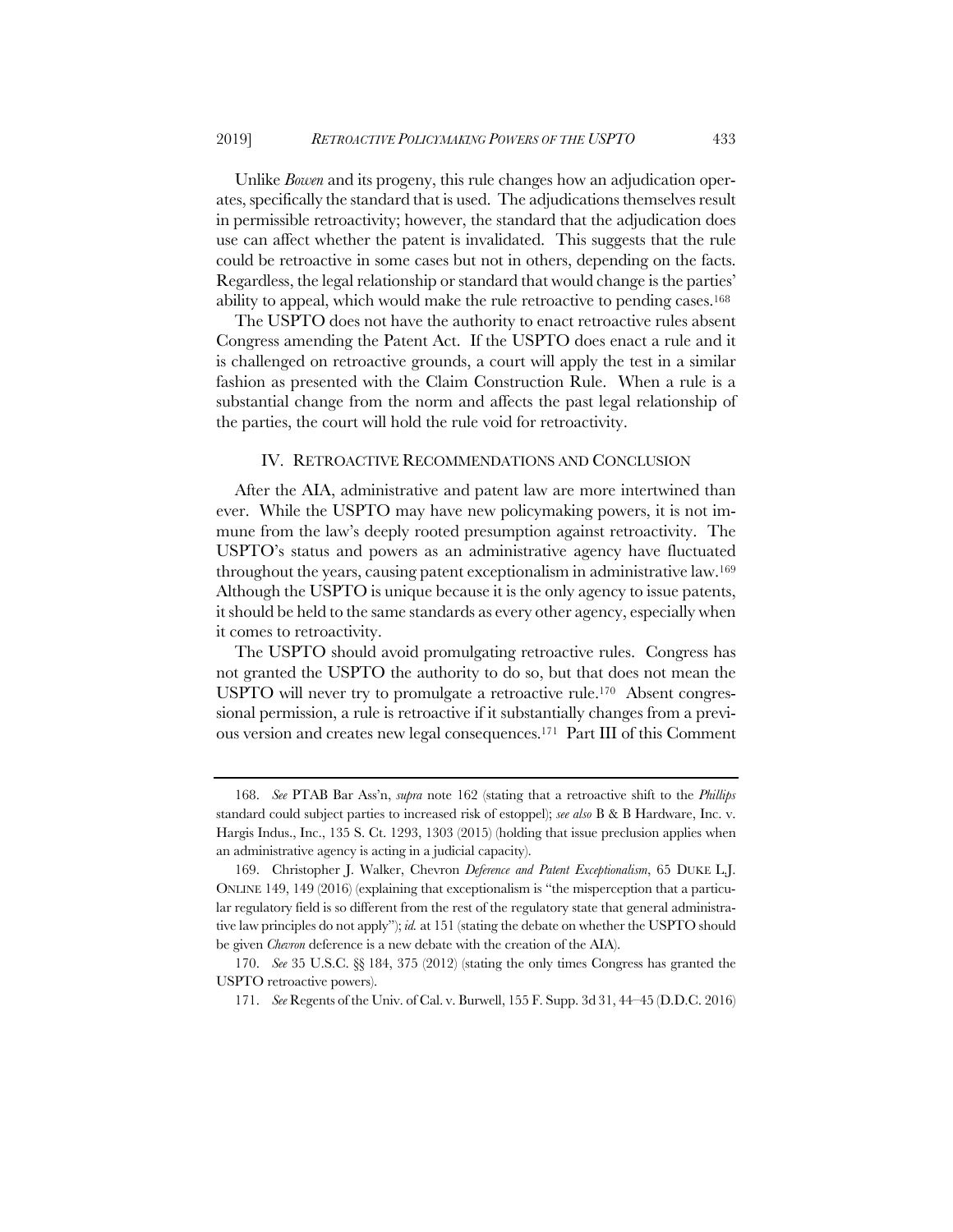Unlike *Bowen* and its progeny, this rule changes how an adjudication operates, specifically the standard that is used. The adjudications themselves result in permissible retroactivity; however, the standard that the adjudication does use can affect whether the patent is invalidated. This suggests that the rule could be retroactive in some cases but not in others, depending on the facts. Regardless, the legal relationship or standard that would change is the parties' ability to appeal, which would make the rule retroactive to pending cases.[168]

The USPTO does not have the authority to enact retroactive rules absent Congress amending the Patent Act. If the USPTO does enact a rule and it is challenged on retroactive grounds, a court will apply the test in a similar fashion as presented with the Claim Construction Rule. When a rule is a substantial change from the norm and affects the past legal relationship of the parties, the court will hold the rule void for retroactivity.

## IV. RETROACTIVE RECOMMENDATIONS AND CONCLUSION

After the AIA, administrative and patent law are more intertwined than ever. While the USPTO may have new policymaking powers, it is not immune from the law's deeply rooted presumption against retroactivity. The USPTO's status and powers as an administrative agency have fluctuated throughout the years, causing patent exceptionalism in administrative law.[169] Although the USPTO is unique because it is the only agency to issue patents, it should be held to the same standards as every other agency, especially when it comes to retroactivity.

The USPTO should avoid promulgating retroactive rules. Congress has not granted the USPTO the authority to do so, but that does not mean the USPTO will never try to promulgate a retroactive rule.[170] Absent congressional permission, a rule is retroactive if it substantially changes from a previous version and creates new legal consequences.[171] Part III of this Comment

---

168. *See* PTAB Bar Ass'n, *supra* note 162 (stating that a retroactive shift to the *Phillips* standard could subject parties to increased risk of estoppel); *see also* B & B Hardware, Inc. v. Hargis Indus., Inc., 135 S. Ct. 1293, 1303 (2015) (holding that issue preclusion applies when an administrative agency is acting in a judicial capacity).

169. Christopher J. Walker, Chevron *Deference and Patent Exceptionalism*, 65 DUKE L.J. ONLINE 149, 149 (2016) (explaining that exceptionalism is "the misperception that a particular regulatory field is so different from the rest of the regulatory state that general administrative law principles do not apply"); *id.* at 151 (stating the debate on whether the USPTO should be given *Chevron* deference is a new debate with the creation of the AIA).

170. *See* 35 U.S.C. §§ 184, 375 (2012) (stating the only times Congress has granted the USPTO retroactive powers).

171. *See* Regents of the Univ. of Cal. v. Burwell, 155 F. Supp. 3d 31, 44–45 (D.D.C. 2016)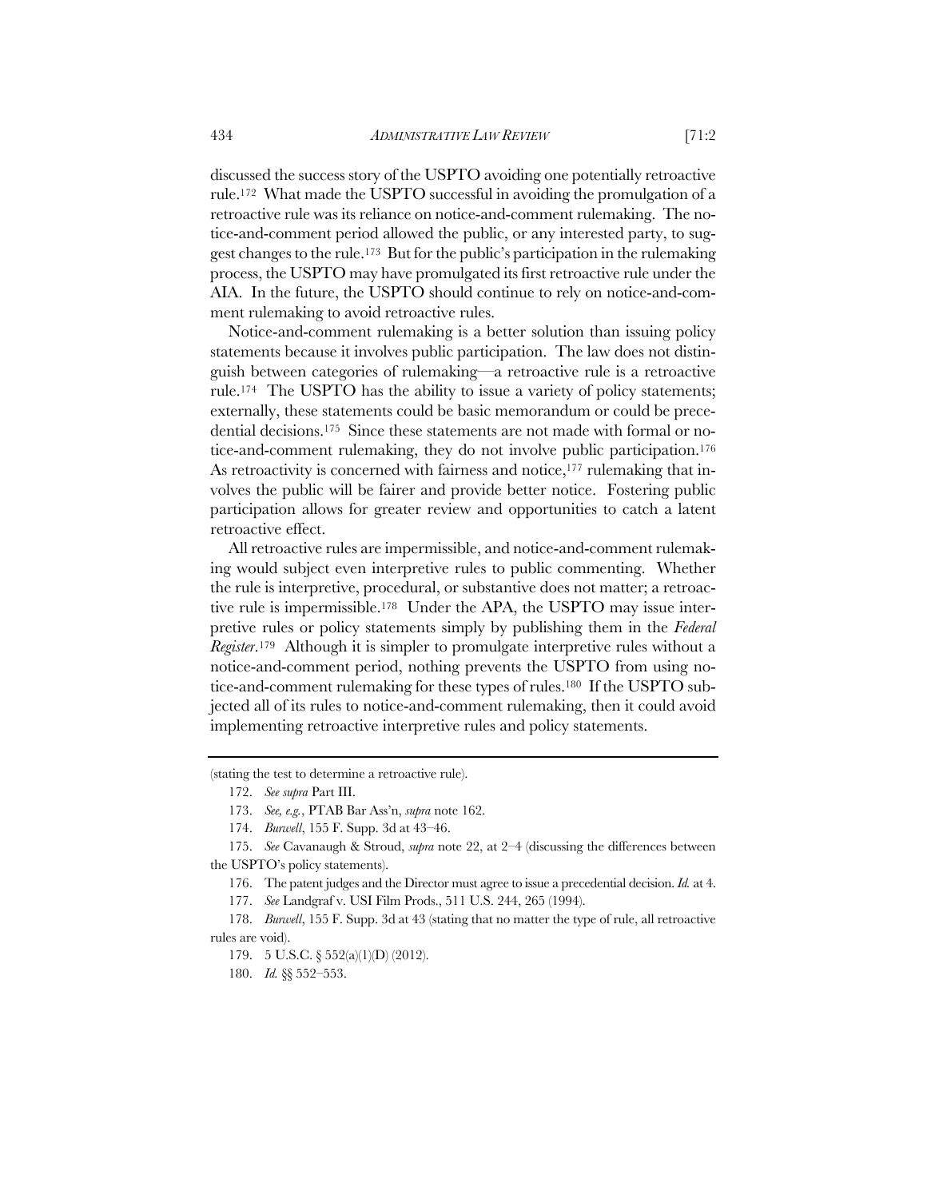discussed the success story of the USPTO avoiding one potentially retroactive rule.[172] What made the USPTO successful in avoiding the promulgation of a retroactive rule was its reliance on notice-and-comment rulemaking. The notice-and-comment period allowed the public, or any interested party, to suggest changes to the rule.[173] But for the public's participation in the rulemaking process, the USPTO may have promulgated its first retroactive rule under the AIA. In the future, the USPTO should continue to rely on notice-and-comment rulemaking to avoid retroactive rules.

Notice-and-comment rulemaking is a better solution than issuing policy statements because it involves public participation. The law does not distinguish between categories of rulemaking—a retroactive rule is a retroactive rule.[174] The USPTO has the ability to issue a variety of policy statements; externally, these statements could be basic memorandum or could be precedential decisions.[175] Since these statements are not made with formal or notice-and-comment rulemaking, they do not involve public participation.[176] As retroactivity is concerned with fairness and notice,[177] rulemaking that involves the public will be fairer and provide better notice. Fostering public participation allows for greater review and opportunities to catch a latent retroactive effect.

All retroactive rules are impermissible, and notice-and-comment rulemaking would subject even interpretive rules to public commenting. Whether the rule is interpretive, procedural, or substantive does not matter; a retroactive rule is impermissible.[178] Under the APA, the USPTO may issue interpretive rules or policy statements simply by publishing them in the *Federal Register*.[179] Although it is simpler to promulgate interpretive rules without a notice-and-comment period, nothing prevents the USPTO from using notice-and-comment rulemaking for these types of rules.[180] If the USPTO subjected all of its rules to notice-and-comment rulemaking, then it could avoid implementing retroactive interpretive rules and policy statements.

---

(stating the test to determine a retroactive rule).

172. *See supra* Part III.

173. *See, e.g.*, PTAB Bar Ass'n, *supra* note 162.

174. *Burwell*, 155 F. Supp. 3d at 43–46.

175. *See* Cavanaugh & Stroud, *supra* note 22, at 2–4 (discussing the differences between the USPTO's policy statements).

176. The patent judges and the Director must agree to issue a precedential decision. *Id.* at 4.

177. *See* Landgraf v. USI Film Prods., 511 U.S. 244, 265 (1994).

178. *Burwell*, 155 F. Supp. 3d at 43 (stating that no matter the type of rule, all retroactive rules are void).

179. 5 U.S.C. § 552(a)(1)(D) (2012).

180. *Id.* §§ 552–553.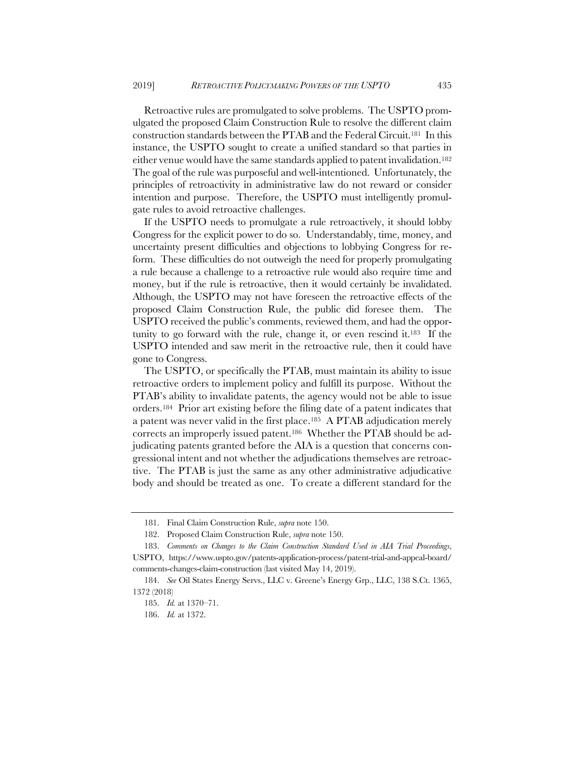Retroactive rules are promulgated to solve problems. The USPTO promulgated the proposed Claim Construction Rule to resolve the different claim construction standards between the PTAB and the Federal Circuit.[181] In this instance, the USPTO sought to create a unified standard so that parties in either venue would have the same standards applied to patent invalidation.[182] The goal of the rule was purposeful and well-intentioned. Unfortunately, the principles of retroactivity in administrative law do not reward or consider intention and purpose. Therefore, the USPTO must intelligently promulgate rules to avoid retroactive challenges.

If the USPTO needs to promulgate a rule retroactively, it should lobby Congress for the explicit power to do so. Understandably, time, money, and uncertainty present difficulties and objections to lobbying Congress for reform. These difficulties do not outweigh the need for properly promulgating a rule because a challenge to a retroactive rule would also require time and money, but if the rule is retroactive, then it would certainly be invalidated. Although, the USPTO may not have foreseen the retroactive effects of the proposed Claim Construction Rule, the public did foresee them. The USPTO received the public's comments, reviewed them, and had the opportunity to go forward with the rule, change it, or even rescind it.[183] If the USPTO intended and saw merit in the retroactive rule, then it could have gone to Congress.

The USPTO, or specifically the PTAB, must maintain its ability to issue retroactive orders to implement policy and fulfill its purpose. Without the PTAB's ability to invalidate patents, the agency would not be able to issue orders.[184] Prior art existing before the filing date of a patent indicates that a patent was never valid in the first place.[185] A PTAB adjudication merely corrects an improperly issued patent.[186] Whether the PTAB should be adjudicating patents granted before the AIA is a question that concerns congressional intent and not whether the adjudications themselves are retroactive. The PTAB is just the same as any other administrative adjudicative body and should be treated as one. To create a different standard for the

---

181. Final Claim Construction Rule, *supra* note 150.

182. Proposed Claim Construction Rule, *supra* note 150.

183. *Comments on Changes to the Claim Construction Standard Used in AIA Trial Proceedings*, USPTO, https://www.uspto.gov/patents-application-process/patent-trial-and-appeal-board/comments-changes-claim-construction (last visited May 14, 2019).

184. *See* Oil States Energy Servs., LLC v. Greene's Energy Grp., LLC, 138 S.Ct. 1365, 1372 (2018)

185. *Id.* at 1370–71.

186. *Id.* at 1372.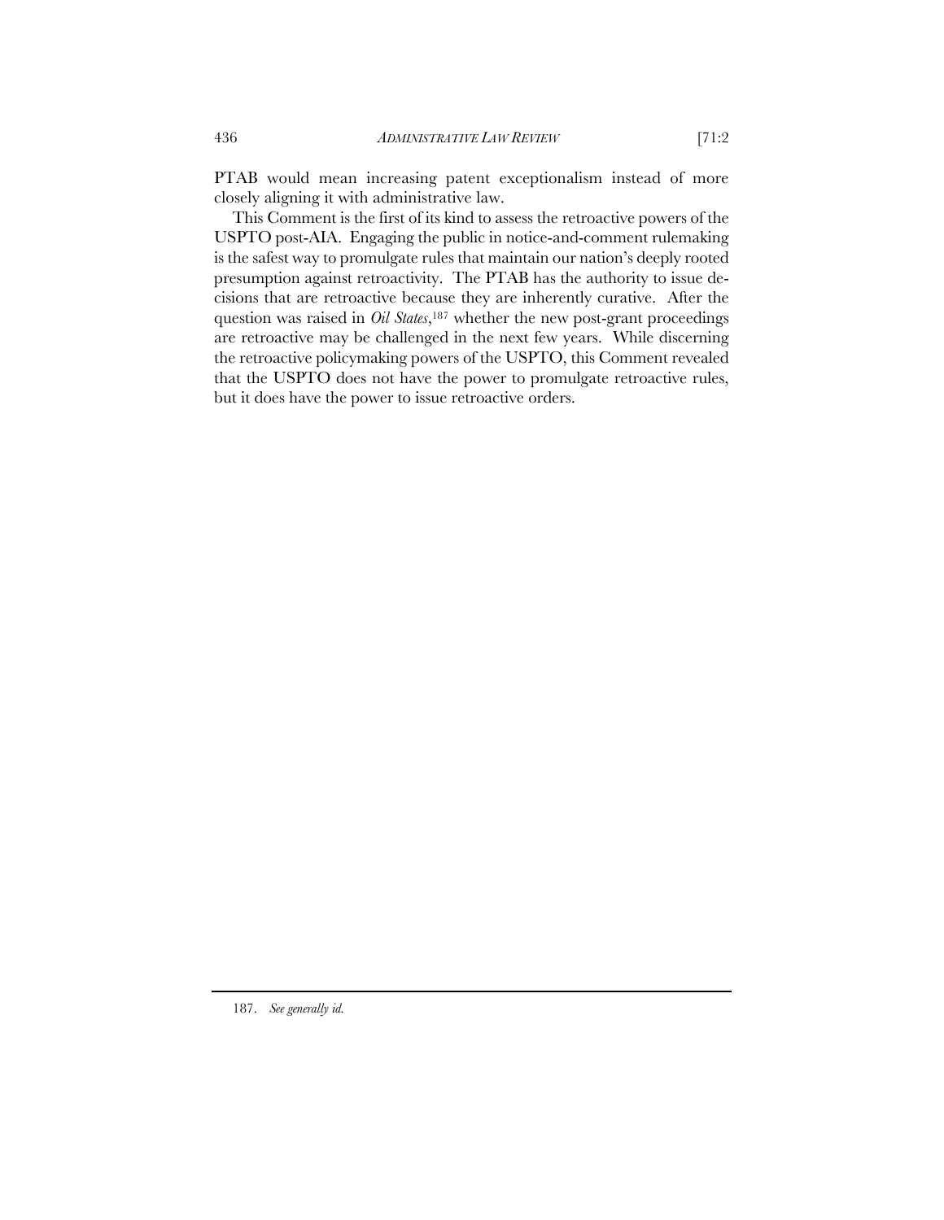PTAB would mean increasing patent exceptionalism instead of more closely aligning it with administrative law.

This Comment is the first of its kind to assess the retroactive powers of the USPTO post-AIA. Engaging the public in notice-and-comment rulemaking is the safest way to promulgate rules that maintain our nation's deeply rooted presumption against retroactivity. The PTAB has the authority to issue decisions that are retroactive because they are inherently curative. After the question was raised in *Oil States*,[187] whether the new post-grant proceedings are retroactive may be challenged in the next few years. While discerning the retroactive policymaking powers of the USPTO, this Comment revealed that the USPTO does not have the power to promulgate retroactive rules, but it does have the power to issue retroactive orders.

---

187. *See generally id.*